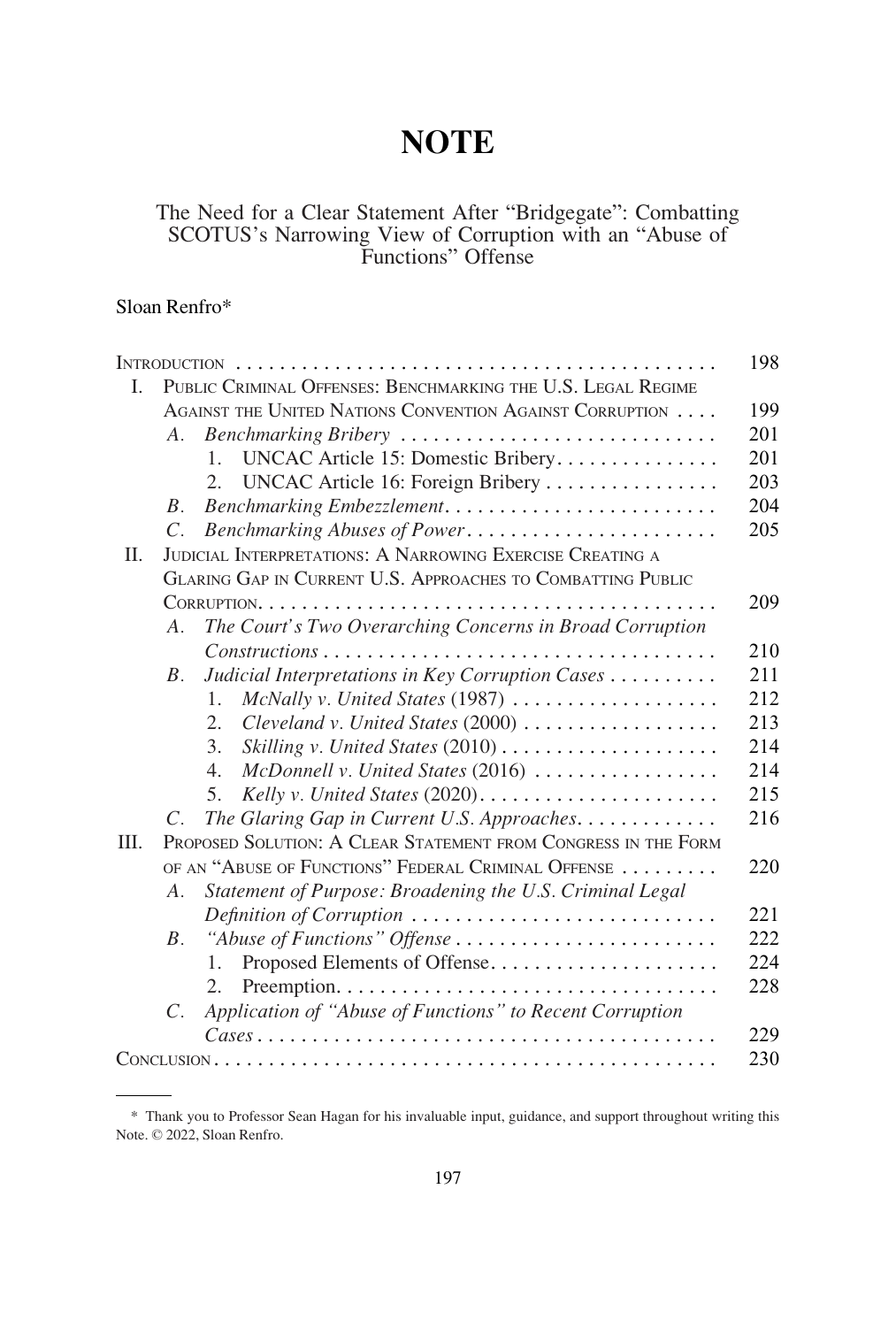# NOTE

## The Need for a Clear Statement After "Bridgegate": Combatting SCOTUS's Narrowing View of Corruption with an "Abuse of Functions" Offense

Sloan Renfro*

| | |
|---|---|
| INTRODUCTION | 198 |
| I. PUBLIC CRIMINAL OFFENSES: BENCHMARKING THE U.S. LEGAL REGIME AGAINST THE UNITED NATIONS CONVENTION AGAINST CORRUPTION | 199 |
| A. *Benchmarking Bribery* | 201 |
| 1. UNCAC Article 15: Domestic Bribery | 201 |
| 2. UNCAC Article 16: Foreign Bribery | 203 |
| B. *Benchmarking Embezzlement* | 204 |
| C. *Benchmarking Abuses of Power* | 205 |
| II. JUDICIAL INTERPRETATIONS: A NARROWING EXERCISE CREATING A GLARING GAP IN CURRENT U.S. APPROACHES TO COMBATTING PUBLIC CORRUPTION | 209 |
| A. *The Court's Two Overarching Concerns in Broad Corruption Constructions* | 210 |
| B. *Judicial Interpretations in Key Corruption Cases* | 211 |
| 1. *McNally v. United States* (1987) | 212 |
| 2. *Cleveland v. United States* (2000) | 213 |
| 3. *Skilling v. United States* (2010) | 214 |
| 4. *McDonnell v. United States* (2016) | 214 |
| 5. *Kelly v. United States* (2020) | 215 |
| C. *The Glaring Gap in Current U.S. Approaches* | 216 |
| III. PROPOSED SOLUTION: A CLEAR STATEMENT FROM CONGRESS IN THE FORM OF AN "ABUSE OF FUNCTIONS" FEDERAL CRIMINAL OFFENSE | 220 |
| A. *Statement of Purpose: Broadening the U.S. Criminal Legal Definition of Corruption* | 221 |
| B. *"Abuse of Functions" Offense* | 222 |
| 1. Proposed Elements of Offense | 224 |
| 2. Preemption | 228 |
| C. *Application of "Abuse of Functions" to Recent Corruption Cases* | 229 |
| CONCLUSION | 230 |

\* Thank you to Professor Sean Hagan for his invaluable input, guidance, and support throughout writing this Note. © 2022, Sloan Renfro.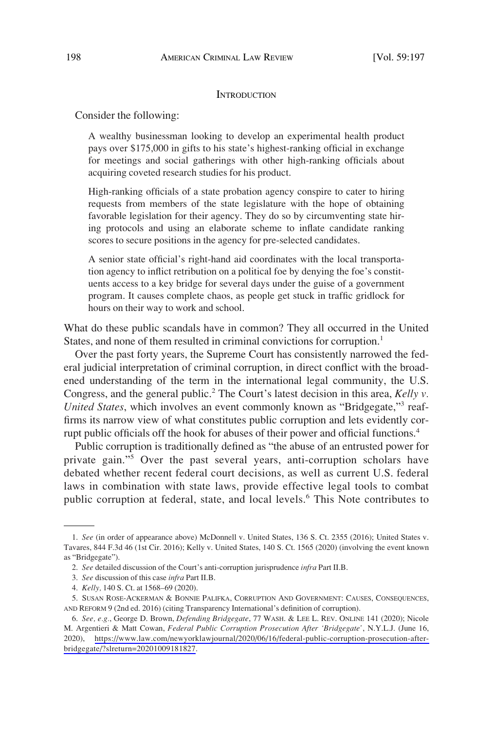## Introduction

Consider the following:

> A wealthy businessman looking to develop an experimental health product pays over $175,000 in gifts to his state's highest-ranking official in exchange for meetings and social gatherings with other high-ranking officials about acquiring coveted research studies for his product.
>
> High-ranking officials of a state probation agency conspire to cater to hiring requests from members of the state legislature with the hope of obtaining favorable legislation for their agency. They do so by circumventing state hiring protocols and using an elaborate scheme to inflate candidate ranking scores to secure positions in the agency for pre-selected candidates.
>
> A senior state official's right-hand aid coordinates with the local transportation agency to inflict retribution on a political foe by denying the foe's constituents access to a key bridge for several days under the guise of a government program. It causes complete chaos, as people get stuck in traffic gridlock for hours on their way to work and school.

What do these public scandals have in common? They all occurred in the United States, and none of them resulted in criminal convictions for corruption.[1]

Over the past forty years, the Supreme Court has consistently narrowed the federal judicial interpretation of criminal corruption, in direct conflict with the broadened understanding of the term in the international legal community, the U.S. Congress, and the general public.[2] The Court's latest decision in this area, *Kelly v. United States*, which involves an event commonly known as "Bridgegate,"[3] reaffirms its narrow view of what constitutes public corruption and lets evidently corrupt public officials off the hook for abuses of their power and official functions.[4]

Public corruption is traditionally defined as "the abuse of an entrusted power for private gain."[5] Over the past several years, anti-corruption scholars have debated whether recent federal court decisions, as well as current U.S. federal laws in combination with state laws, provide effective legal tools to combat public corruption at federal, state, and local levels.[6] This Note contributes to

---

1. *See* (in order of appearance above) McDonnell v. United States, 136 S. Ct. 2355 (2016); United States v. Tavares, 844 F.3d 46 (1st Cir. 2016); Kelly v. United States, 140 S. Ct. 1565 (2020) (involving the event known as "Bridgegate").

2. *See* detailed discussion of the Court's anti-corruption jurisprudence *infra* Part II.B.

3. *See* discussion of this case *infra* Part II.B.

4. *Kelly,* 140 S. Ct. at 1568–69 (2020).

5. Susan Rose-Ackerman & Bonnie Palifka, Corruption And Government: Causes, Consequences, and Reform 9 (2nd ed. 2016) (citing Transparency International's definition of corruption).

6. *See, e.g.*, George D. Brown, *Defending Bridgegate*, 77 Wash. & Lee L. Rev. Online 141 (2020); Nicole M. Argentieri & Matt Cowan, *Federal Public Corruption Prosecution After 'Bridgegate'*, N.Y.L.J. (June 16, 2020), https://www.law.com/newyorklawjournal/2020/06/16/federal-public-corruption-prosecution-after-bridgegate/?slreturn=20201009181827.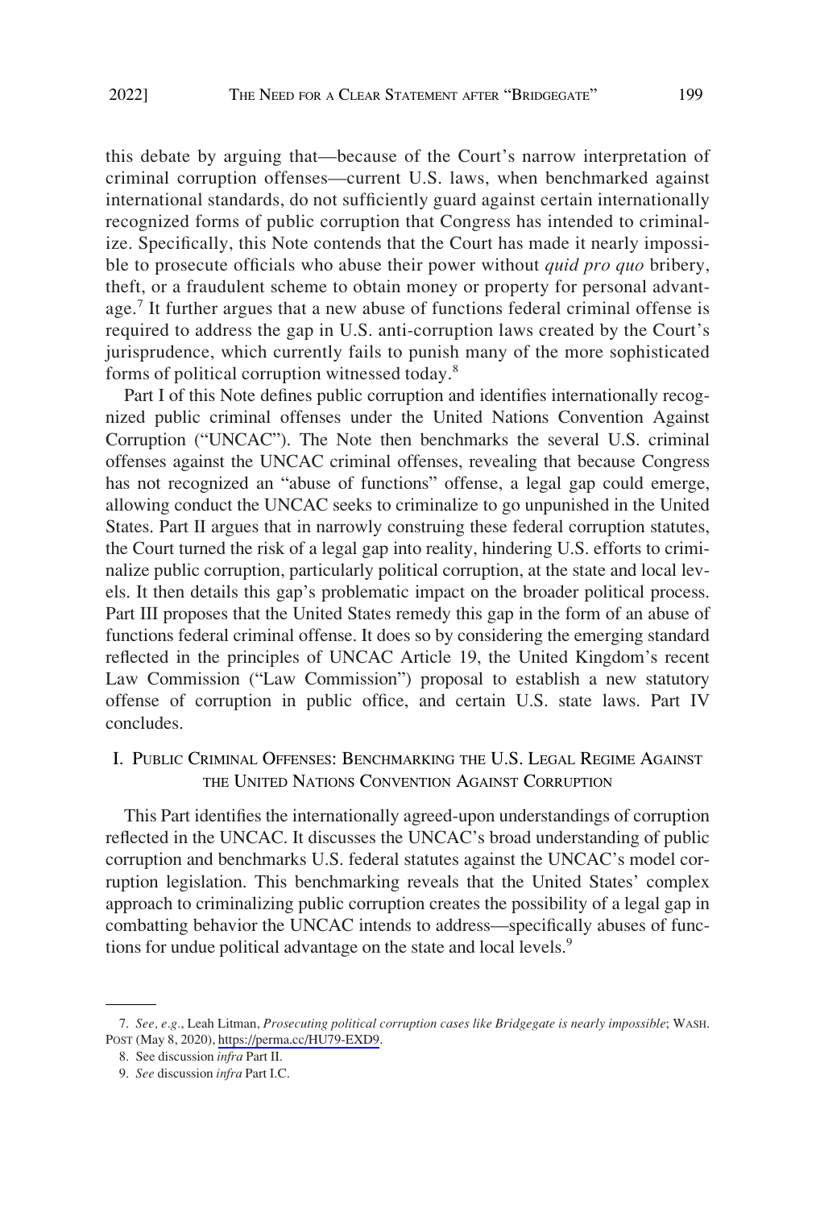this debate by arguing that—because of the Court's narrow interpretation of criminal corruption offenses—current U.S. laws, when benchmarked against international standards, do not sufficiently guard against certain internationally recognized forms of public corruption that Congress has intended to criminalize. Specifically, this Note contends that the Court has made it nearly impossible to prosecute officials who abuse their power without *quid pro quo* bribery, theft, or a fraudulent scheme to obtain money or property for personal advantage.[7] It further argues that a new abuse of functions federal criminal offense is required to address the gap in U.S. anti-corruption laws created by the Court's jurisprudence, which currently fails to punish many of the more sophisticated forms of political corruption witnessed today.[8]

Part I of this Note defines public corruption and identifies internationally recognized public criminal offenses under the United Nations Convention Against Corruption ("UNCAC"). The Note then benchmarks the several U.S. criminal offenses against the UNCAC criminal offenses, revealing that because Congress has not recognized an "abuse of functions" offense, a legal gap could emerge, allowing conduct the UNCAC seeks to criminalize to go unpunished in the United States. Part II argues that in narrowly construing these federal corruption statutes, the Court turned the risk of a legal gap into reality, hindering U.S. efforts to criminalize public corruption, particularly political corruption, at the state and local levels. It then details this gap's problematic impact on the broader political process. Part III proposes that the United States remedy this gap in the form of an abuse of functions federal criminal offense. It does so by considering the emerging standard reflected in the principles of UNCAC Article 19, the United Kingdom's recent Law Commission ("Law Commission") proposal to establish a new statutory offense of corruption in public office, and certain U.S. state laws. Part IV concludes.

## I. Public Criminal Offenses: Benchmarking the U.S. Legal Regime Against the United Nations Convention Against Corruption

This Part identifies the internationally agreed-upon understandings of corruption reflected in the UNCAC. It discusses the UNCAC's broad understanding of public corruption and benchmarks U.S. federal statutes against the UNCAC's model corruption legislation. This benchmarking reveals that the United States' complex approach to criminalizing public corruption creates the possibility of a legal gap in combatting behavior the UNCAC intends to address—specifically abuses of functions for undue political advantage on the state and local levels.[9]

---

7. *See, e.g.*, Leah Litman, *Prosecuting political corruption cases like Bridgegate is nearly impossible*; Wash. Post (May 8, 2020), https://perma.cc/HU79-EXD9.

8. See discussion *infra* Part II.

9. *See* discussion *infra* Part I.C.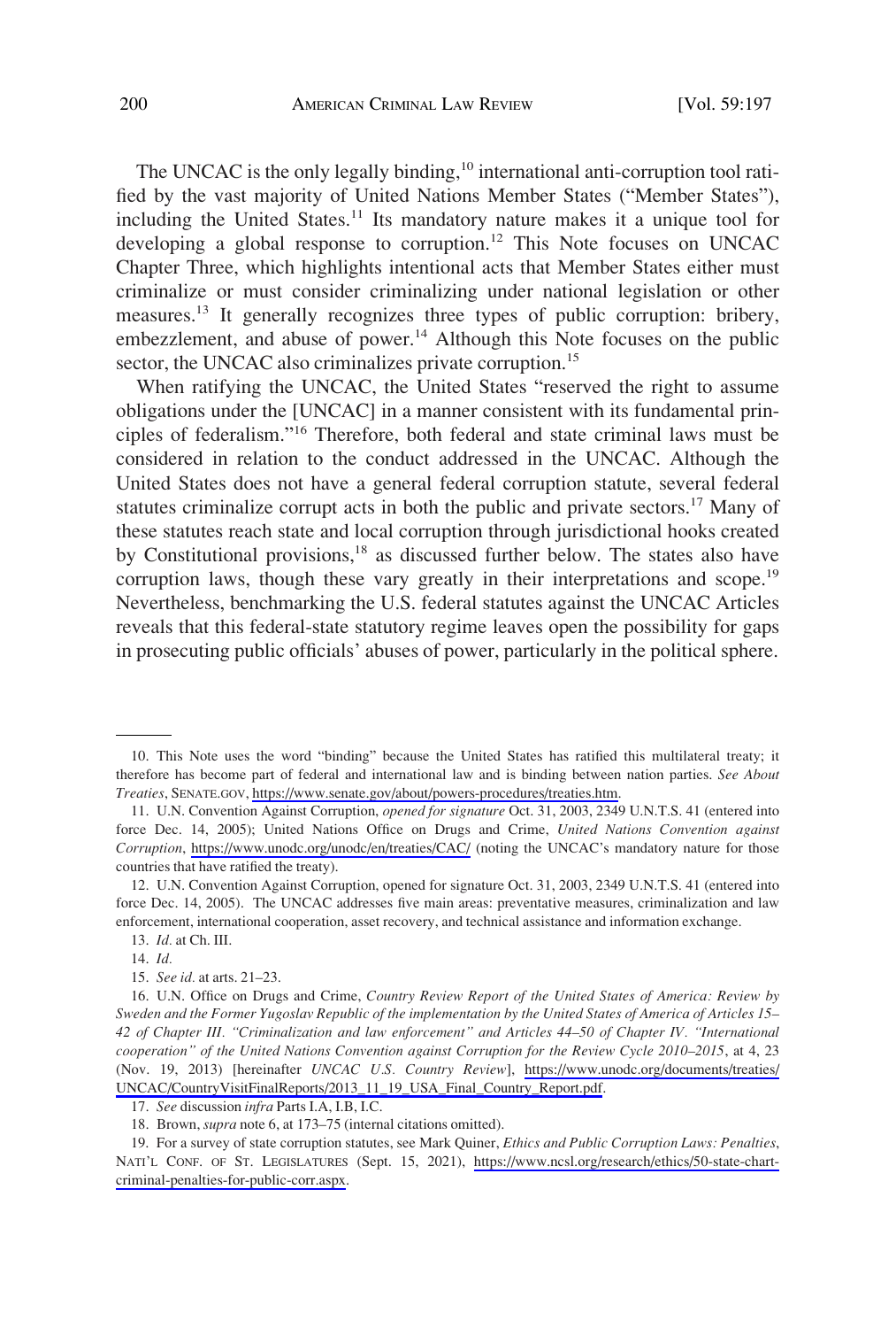The UNCAC is the only legally binding,[10] international anti-corruption tool ratified by the vast majority of United Nations Member States ("Member States"), including the United States.[11] Its mandatory nature makes it a unique tool for developing a global response to corruption.[12] This Note focuses on UNCAC Chapter Three, which highlights intentional acts that Member States either must criminalize or must consider criminalizing under national legislation or other measures.[13] It generally recognizes three types of public corruption: bribery, embezzlement, and abuse of power.[14] Although this Note focuses on the public sector, the UNCAC also criminalizes private corruption.[15]

When ratifying the UNCAC, the United States "reserved the right to assume obligations under the [UNCAC] in a manner consistent with its fundamental principles of federalism."[16] Therefore, both federal and state criminal laws must be considered in relation to the conduct addressed in the UNCAC. Although the United States does not have a general federal corruption statute, several federal statutes criminalize corrupt acts in both the public and private sectors.[17] Many of these statutes reach state and local corruption through jurisdictional hooks created by Constitutional provisions,[18] as discussed further below. The states also have corruption laws, though these vary greatly in their interpretations and scope.[19] Nevertheless, benchmarking the U.S. federal statutes against the UNCAC Articles reveals that this federal-state statutory regime leaves open the possibility for gaps in prosecuting public officials' abuses of power, particularly in the political sphere.

---

10. This Note uses the word "binding" because the United States has ratified this multilateral treaty; it therefore has become part of federal and international law and is binding between nation parties. *See About Treaties*, SENATE.GOV, https://www.senate.gov/about/powers-procedures/treaties.htm.

11. U.N. Convention Against Corruption, *opened for signature* Oct. 31, 2003, 2349 U.N.T.S. 41 (entered into force Dec. 14, 2005); United Nations Office on Drugs and Crime, *United Nations Convention against Corruption*, https://www.unodc.org/unodc/en/treaties/CAC/ (noting the UNCAC's mandatory nature for those countries that have ratified the treaty).

12. U.N. Convention Against Corruption, opened for signature Oct. 31, 2003, 2349 U.N.T.S. 41 (entered into force Dec. 14, 2005). The UNCAC addresses five main areas: preventative measures, criminalization and law enforcement, international cooperation, asset recovery, and technical assistance and information exchange.

13. *Id.* at Ch. III.

14. *Id.*

15. *See id.* at arts. 21–23.

16. U.N. Office on Drugs and Crime, *Country Review Report of the United States of America: Review by Sweden and the Former Yugoslav Republic of the implementation by the United States of America of Articles 15–42 of Chapter III. "Criminalization and law enforcement" and Articles 44–50 of Chapter IV. "International cooperation" of the United Nations Convention against Corruption for the Review Cycle 2010–2015*, at 4, 23 (Nov. 19, 2013) [hereinafter *UNCAC U.S. Country Review*], https://www.unodc.org/documents/treaties/UNCAC/CountryVisitFinalReports/2013_11_19_USA_Final_Country_Report.pdf.

17. *See* discussion *infra* Parts I.A, I.B, I.C.

18. Brown, *supra* note 6, at 173–75 (internal citations omitted).

19. For a survey of state corruption statutes, see Mark Quiner, *Ethics and Public Corruption Laws: Penalties*, NAT'L CONF. OF ST. LEGISLATURES (Sept. 15, 2021), https://www.ncsl.org/research/ethics/50-state-chart-criminal-penalties-for-public-corr.aspx.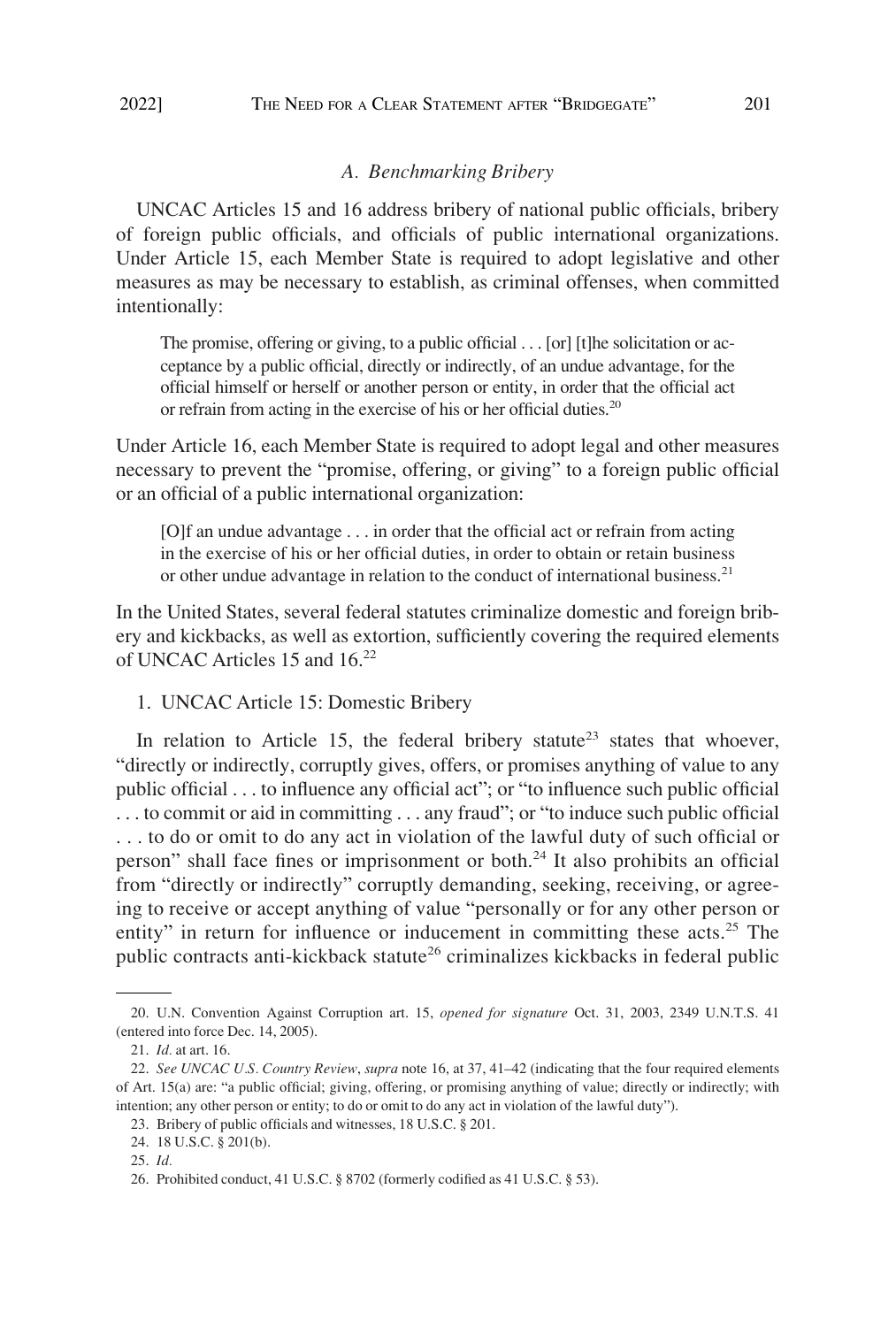### *A. Benchmarking Bribery*

UNCAC Articles 15 and 16 address bribery of national public officials, bribery of foreign public officials, and officials of public international organizations. Under Article 15, each Member State is required to adopt legislative and other measures as may be necessary to establish, as criminal offenses, when committed intentionally:

> The promise, offering or giving, to a public official . . . [or] [t]he solicitation or acceptance by a public official, directly or indirectly, of an undue advantage, for the official himself or herself or another person or entity, in order that the official act or refrain from acting in the exercise of his or her official duties.[20]

Under Article 16, each Member State is required to adopt legal and other measures necessary to prevent the "promise, offering, or giving" to a foreign public official or an official of a public international organization:

> [O]f an undue advantage . . . in order that the official act or refrain from acting in the exercise of his or her official duties, in order to obtain or retain business or other undue advantage in relation to the conduct of international business.[21]

In the United States, several federal statutes criminalize domestic and foreign bribery and kickbacks, as well as extortion, sufficiently covering the required elements of UNCAC Articles 15 and 16.[22]

1. UNCAC Article 15: Domestic Bribery

In relation to Article 15, the federal bribery statute[23] states that whoever, "directly or indirectly, corruptly gives, offers, or promises anything of value to any public official . . . to influence any official act"; or "to influence such public official . . . to commit or aid in committing . . . any fraud"; or "to induce such public official . . . to do or omit to do any act in violation of the lawful duty of such official or person" shall face fines or imprisonment or both.[24] It also prohibits an official from "directly or indirectly" corruptly demanding, seeking, receiving, or agreeing to receive or accept anything of value "personally or for any other person or entity" in return for influence or inducement in committing these acts.[25] The public contracts anti-kickback statute[26] criminalizes kickbacks in federal public

---

20. U.N. Convention Against Corruption art. 15, *opened for signature* Oct. 31, 2003, 2349 U.N.T.S. 41 (entered into force Dec. 14, 2005).

21. *Id.* at art. 16.

22. *See UNCAC U.S. Country Review*, *supra* note 16, at 37, 41–42 (indicating that the four required elements of Art. 15(a) are: "a public official; giving, offering, or promising anything of value; directly or indirectly; with intention; any other person or entity; to do or omit to do any act in violation of the lawful duty").

23. Bribery of public officials and witnesses, 18 U.S.C. § 201.

24. 18 U.S.C. § 201(b).

25. *Id.*

26. Prohibited conduct, 41 U.S.C. § 8702 (formerly codified as 41 U.S.C. § 53).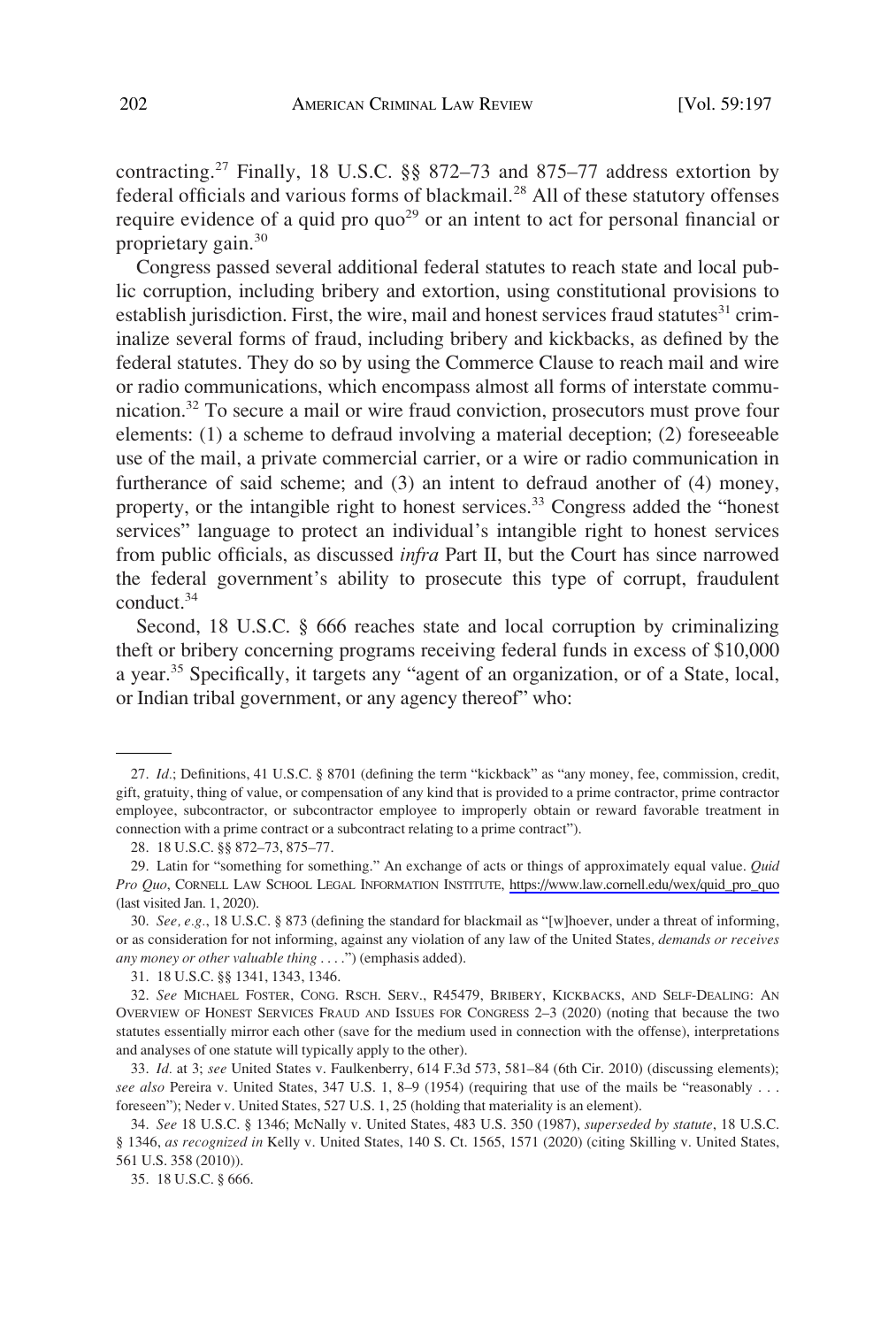contracting.[27] Finally, 18 U.S.C. §§ 872–73 and 875–77 address extortion by federal officials and various forms of blackmail.[28] All of these statutory offenses require evidence of a quid pro quo[29] or an intent to act for personal financial or proprietary gain.[30]

Congress passed several additional federal statutes to reach state and local public corruption, including bribery and extortion, using constitutional provisions to establish jurisdiction. First, the wire, mail and honest services fraud statutes[31] criminalize several forms of fraud, including bribery and kickbacks, as defined by the federal statutes. They do so by using the Commerce Clause to reach mail and wire or radio communications, which encompass almost all forms of interstate communication.[32] To secure a mail or wire fraud conviction, prosecutors must prove four elements: (1) a scheme to defraud involving a material deception; (2) foreseeable use of the mail, a private commercial carrier, or a wire or radio communication in furtherance of said scheme; and (3) an intent to defraud another of (4) money, property, or the intangible right to honest services.[33] Congress added the "honest services" language to protect an individual's intangible right to honest services from public officials, as discussed *infra* Part II, but the Court has since narrowed the federal government's ability to prosecute this type of corrupt, fraudulent conduct.[34]

Second, 18 U.S.C. § 666 reaches state and local corruption by criminalizing theft or bribery concerning programs receiving federal funds in excess of $10,000 a year.[35] Specifically, it targets any "agent of an organization, or of a State, local, or Indian tribal government, or any agency thereof" who:

---

27. *Id.*; Definitions, 41 U.S.C. § 8701 (defining the term "kickback" as "any money, fee, commission, credit, gift, gratuity, thing of value, or compensation of any kind that is provided to a prime contractor, prime contractor employee, subcontractor, or subcontractor employee to improperly obtain or reward favorable treatment in connection with a prime contract or a subcontract relating to a prime contract").

28. 18 U.S.C. §§ 872–73, 875–77.

29. Latin for "something for something." An exchange of acts or things of approximately equal value. *Quid Pro Quo*, CORNELL LAW SCHOOL LEGAL INFORMATION INSTITUTE, https://www.law.cornell.edu/wex/quid_pro_quo (last visited Jan. 1, 2020).

30. *See, e.g.*, 18 U.S.C. § 873 (defining the standard for blackmail as "[w]hoever, under a threat of informing, or as consideration for not informing, against any violation of any law of the United States*, demands or receives any money or other valuable thing* . . . .") (emphasis added).

31. 18 U.S.C. §§ 1341, 1343, 1346.

32. *See* MICHAEL FOSTER, CONG. RSCH. SERV., R45479, BRIBERY, KICKBACKS, AND SELF-DEALING: AN OVERVIEW OF HONEST SERVICES FRAUD AND ISSUES FOR CONGRESS 2–3 (2020) (noting that because the two statutes essentially mirror each other (save for the medium used in connection with the offense), interpretations and analyses of one statute will typically apply to the other).

33. *Id.* at 3; *see* United States v. Faulkenberry, 614 F.3d 573, 581–84 (6th Cir. 2010) (discussing elements); *see also* Pereira v. United States, 347 U.S. 1, 8–9 (1954) (requiring that use of the mails be "reasonably . . . foreseen"); Neder v. United States, 527 U.S. 1, 25 (holding that materiality is an element).

34. *See* 18 U.S.C. § 1346; McNally v. United States, 483 U.S. 350 (1987), *superseded by statute*, 18 U.S.C. § 1346, *as recognized in* Kelly v. United States, 140 S. Ct. 1565, 1571 (2020) (citing Skilling v. United States, 561 U.S. 358 (2010)).

35. 18 U.S.C. § 666.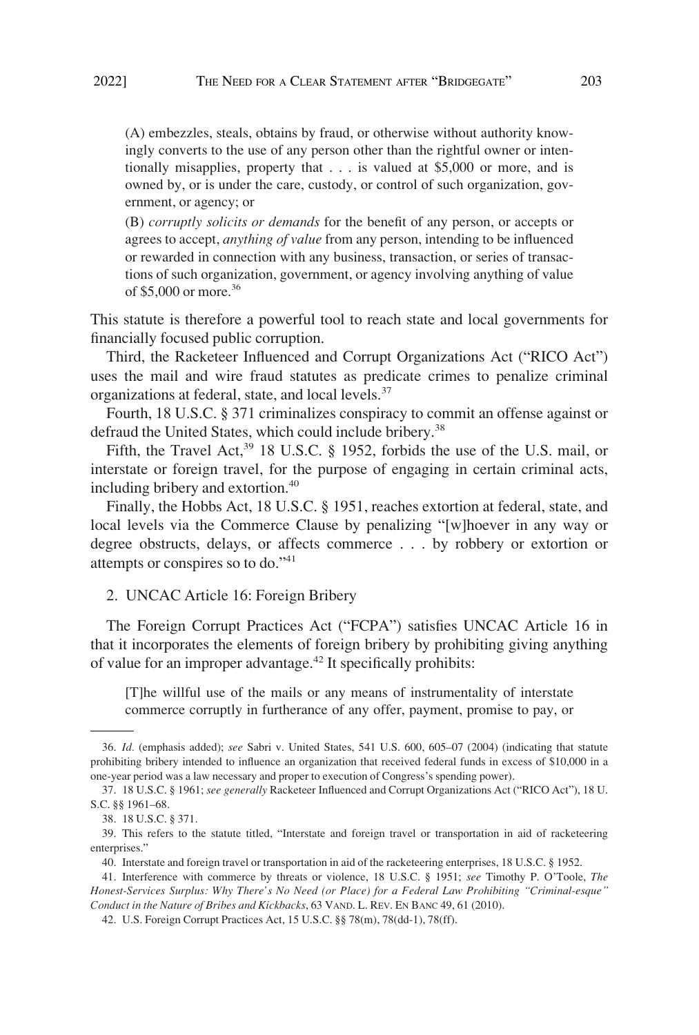(A) embezzles, steals, obtains by fraud, or otherwise without authority knowingly converts to the use of any person other than the rightful owner or intentionally misapplies, property that . . . is valued at $5,000 or more, and is owned by, or is under the care, custody, or control of such organization, government, or agency; or

(B) *corruptly solicits or demands* for the benefit of any person, or accepts or agrees to accept, *anything of value* from any person, intending to be influenced or rewarded in connection with any business, transaction, or series of transactions of such organization, government, or agency involving anything of value of $5,000 or more.[36]

This statute is therefore a powerful tool to reach state and local governments for financially focused public corruption.

Third, the Racketeer Influenced and Corrupt Organizations Act ("RICO Act") uses the mail and wire fraud statutes as predicate crimes to penalize criminal organizations at federal, state, and local levels.[37]

Fourth, 18 U.S.C. § 371 criminalizes conspiracy to commit an offense against or defraud the United States, which could include bribery.[38]

Fifth, the Travel Act,[39] 18 U.S.C. § 1952, forbids the use of the U.S. mail, or interstate or foreign travel, for the purpose of engaging in certain criminal acts, including bribery and extortion.[40]

Finally, the Hobbs Act, 18 U.S.C. § 1951, reaches extortion at federal, state, and local levels via the Commerce Clause by penalizing "[w]hoever in any way or degree obstructs, delays, or affects commerce . . . by robbery or extortion or attempts or conspires so to do."[41]

### 2. UNCAC Article 16: Foreign Bribery

The Foreign Corrupt Practices Act ("FCPA") satisfies UNCAC Article 16 in that it incorporates the elements of foreign bribery by prohibiting giving anything of value for an improper advantage.[42] It specifically prohibits:

[T]he willful use of the mails or any means of instrumentality of interstate commerce corruptly in furtherance of any offer, payment, promise to pay, or

---

36. *Id.* (emphasis added); *see* Sabri v. United States, 541 U.S. 600, 605–07 (2004) (indicating that statute prohibiting bribery intended to influence an organization that received federal funds in excess of $10,000 in a one-year period was a law necessary and proper to execution of Congress's spending power).

37. 18 U.S.C. § 1961; *see generally* Racketeer Influenced and Corrupt Organizations Act ("RICO Act"), 18 U.S.C. §§ 1961–68.

38. 18 U.S.C. § 371.

39. This refers to the statute titled, "Interstate and foreign travel or transportation in aid of racketeering enterprises."

40. Interstate and foreign travel or transportation in aid of the racketeering enterprises, 18 U.S.C. § 1952.

41. Interference with commerce by threats or violence, 18 U.S.C. § 1951; *see* Timothy P. O'Toole, *The Honest-Services Surplus: Why There's No Need (or Place) for a Federal Law Prohibiting "Criminal-esque" Conduct in the Nature of Bribes and Kickbacks*, 63 VAND. L. REV. EN BANC 49, 61 (2010).

42. U.S. Foreign Corrupt Practices Act, 15 U.S.C. §§ 78(m), 78(dd-1), 78(ff).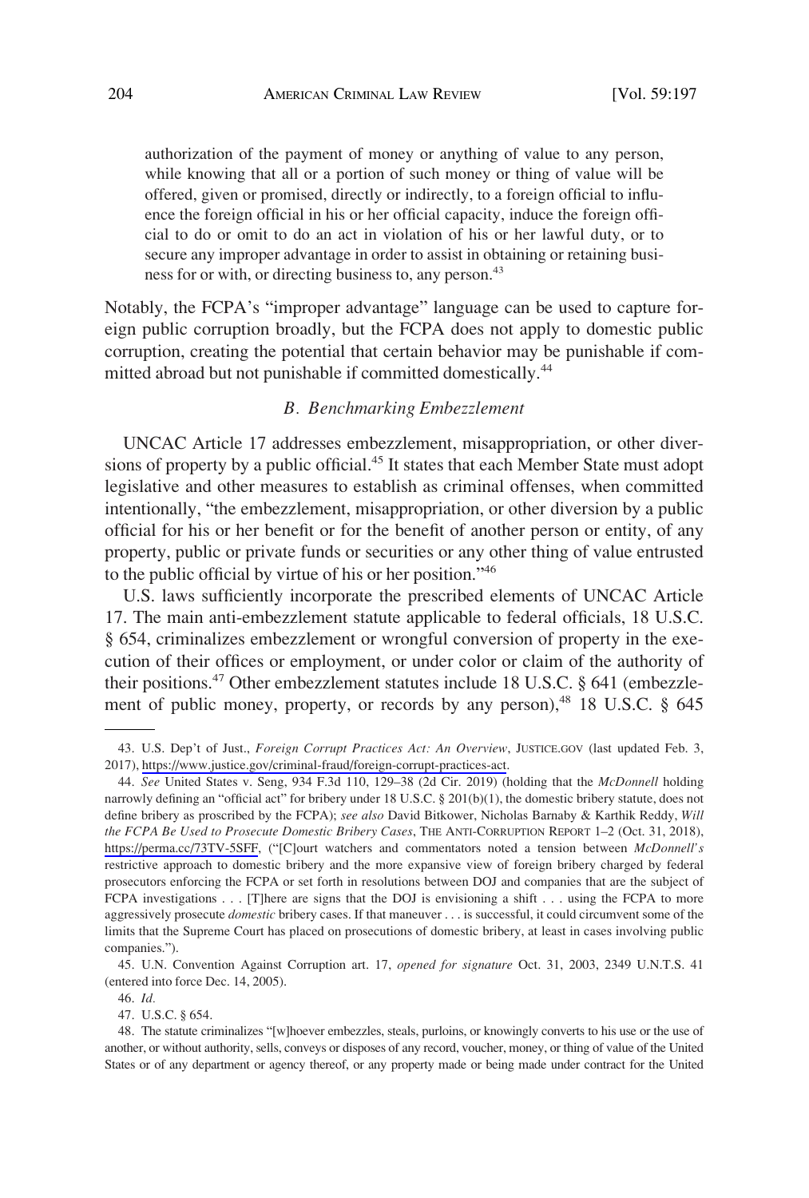authorization of the payment of money or anything of value to any person, while knowing that all or a portion of such money or thing of value will be offered, given or promised, directly or indirectly, to a foreign official to influence the foreign official in his or her official capacity, induce the foreign official to do or omit to do an act in violation of his or her lawful duty, or to secure any improper advantage in order to assist in obtaining or retaining business for or with, or directing business to, any person.[43]

Notably, the FCPA's "improper advantage" language can be used to capture foreign public corruption broadly, but the FCPA does not apply to domestic public corruption, creating the potential that certain behavior may be punishable if committed abroad but not punishable if committed domestically.[44]

### *B. Benchmarking Embezzlement*

UNCAC Article 17 addresses embezzlement, misappropriation, or other diversions of property by a public official.[45] It states that each Member State must adopt legislative and other measures to establish as criminal offenses, when committed intentionally, "the embezzlement, misappropriation, or other diversion by a public official for his or her benefit or for the benefit of another person or entity, of any property, public or private funds or securities or any other thing of value entrusted to the public official by virtue of his or her position."[46]

U.S. laws sufficiently incorporate the prescribed elements of UNCAC Article 17. The main anti-embezzlement statute applicable to federal officials, 18 U.S.C. § 654, criminalizes embezzlement or wrongful conversion of property in the execution of their offices or employment, or under color or claim of the authority of their positions.[47] Other embezzlement statutes include 18 U.S.C. § 641 (embezzlement of public money, property, or records by any person),[48] 18 U.S.C. § 645

---

43. U.S. Dep't of Just., *Foreign Corrupt Practices Act: An Overview*, JUSTICE.GOV (last updated Feb. 3, 2017), https://www.justice.gov/criminal-fraud/foreign-corrupt-practices-act.

44. *See* United States v. Seng, 934 F.3d 110, 129–38 (2d Cir. 2019) (holding that the *McDonnell* holding narrowly defining an "official act" for bribery under 18 U.S.C. § 201(b)(1), the domestic bribery statute, does not define bribery as proscribed by the FCPA); *see also* David Bitkower, Nicholas Barnaby & Karthik Reddy, *Will the FCPA Be Used to Prosecute Domestic Bribery Cases*, THE ANTI-CORRUPTION REPORT 1–2 (Oct. 31, 2018), https://perma.cc/73TV-5SFF, ("[C]ourt watchers and commentators noted a tension between *McDonnell's* restrictive approach to domestic bribery and the more expansive view of foreign bribery charged by federal prosecutors enforcing the FCPA or set forth in resolutions between DOJ and companies that are the subject of FCPA investigations . . . [T]here are signs that the DOJ is envisioning a shift . . . using the FCPA to more aggressively prosecute *domestic* bribery cases. If that maneuver . . . is successful, it could circumvent some of the limits that the Supreme Court has placed on prosecutions of domestic bribery, at least in cases involving public companies.").

45. U.N. Convention Against Corruption art. 17, *opened for signature* Oct. 31, 2003, 2349 U.N.T.S. 41 (entered into force Dec. 14, 2005).

46. *Id.*

47. U.S.C. § 654.

48. The statute criminalizes "[w]hoever embezzles, steals, purloins, or knowingly converts to his use or the use of another, or without authority, sells, conveys or disposes of any record, voucher, money, or thing of value of the United States or of any department or agency thereof, or any property made or being made under contract for the United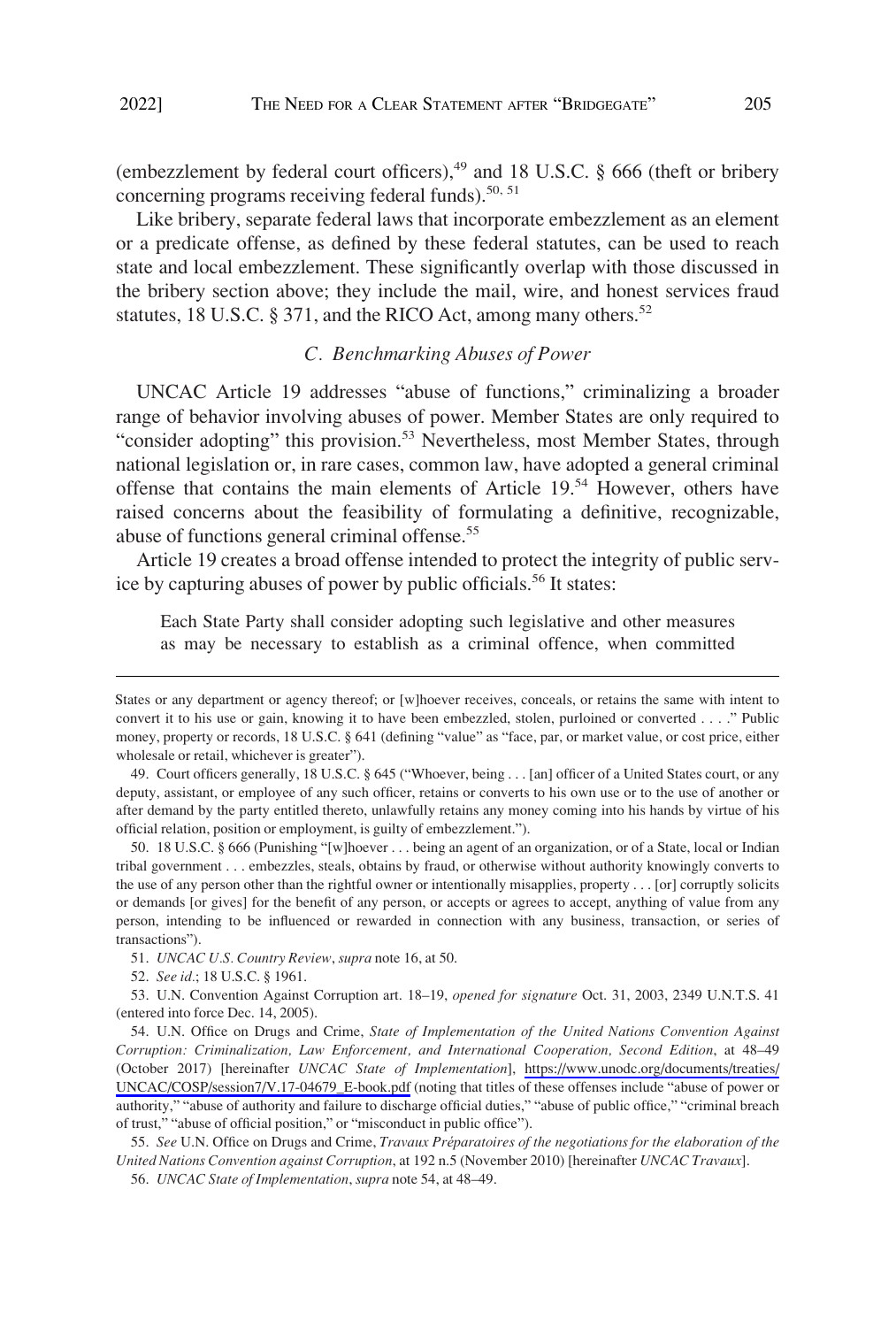(embezzlement by federal court officers),[49] and 18 U.S.C. § 666 (theft or bribery concerning programs receiving federal funds).[50, 51]

Like bribery, separate federal laws that incorporate embezzlement as an element or a predicate offense, as defined by these federal statutes, can be used to reach state and local embezzlement. These significantly overlap with those discussed in the bribery section above; they include the mail, wire, and honest services fraud statutes, 18 U.S.C. § 371, and the RICO Act, among many others.[52]

### *C. Benchmarking Abuses of Power*

UNCAC Article 19 addresses "abuse of functions," criminalizing a broader range of behavior involving abuses of power. Member States are only required to "consider adopting" this provision.[53] Nevertheless, most Member States, through national legislation or, in rare cases, common law, have adopted a general criminal offense that contains the main elements of Article 19.[54] However, others have raised concerns about the feasibility of formulating a definitive, recognizable, abuse of functions general criminal offense.[55]

Article 19 creates a broad offense intended to protect the integrity of public service by capturing abuses of power by public officials.[56] It states:

> Each State Party shall consider adopting such legislative and other measures as may be necessary to establish as a criminal offence, when committed

---

States or any department or agency thereof; or [w]hoever receives, conceals, or retains the same with intent to convert it to his use or gain, knowing it to have been embezzled, stolen, purloined or converted . . . ." Public money, property or records, 18 U.S.C. § 641 (defining "value" as "face, par, or market value, or cost price, either wholesale or retail, whichever is greater").

49. Court officers generally, 18 U.S.C. § 645 ("Whoever, being . . . [an] officer of a United States court, or any deputy, assistant, or employee of any such officer, retains or converts to his own use or to the use of another or after demand by the party entitled thereto, unlawfully retains any money coming into his hands by virtue of his official relation, position or employment, is guilty of embezzlement.").

50. 18 U.S.C. § 666 (Punishing "[w]hoever . . . being an agent of an organization, or of a State, local or Indian tribal government . . . embezzles, steals, obtains by fraud, or otherwise without authority knowingly converts to the use of any person other than the rightful owner or intentionally misapplies, property . . . [or] corruptly solicits or demands [or gives] for the benefit of any person, or accepts or agrees to accept, anything of value from any person, intending to be influenced or rewarded in connection with any business, transaction, or series of transactions").

51. *UNCAC U.S. Country Review*, *supra* note 16, at 50.

52. *See id.*; 18 U.S.C. § 1961.

53. U.N. Convention Against Corruption art. 18–19, *opened for signature* Oct. 31, 2003, 2349 U.N.T.S. 41 (entered into force Dec. 14, 2005).

54. U.N. Office on Drugs and Crime, *State of Implementation of the United Nations Convention Against Corruption: Criminalization, Law Enforcement, and International Cooperation, Second Edition*, at 48–49 (October 2017) [hereinafter *UNCAC State of Implementation*], https://www.unodc.org/documents/treaties/UNCAC/COSP/session7/V.17-04679_E-book.pdf (noting that titles of these offenses include "abuse of power or authority," "abuse of authority and failure to discharge official duties," "abuse of public office," "criminal breach of trust," "abuse of official position," or "misconduct in public office").

55. *See* U.N. Office on Drugs and Crime, *Travaux Préparatoires of the negotiations for the elaboration of the United Nations Convention against Corruption*, at 192 n.5 (November 2010) [hereinafter *UNCAC Travaux*].

56. *UNCAC State of Implementation*, *supra* note 54, at 48–49.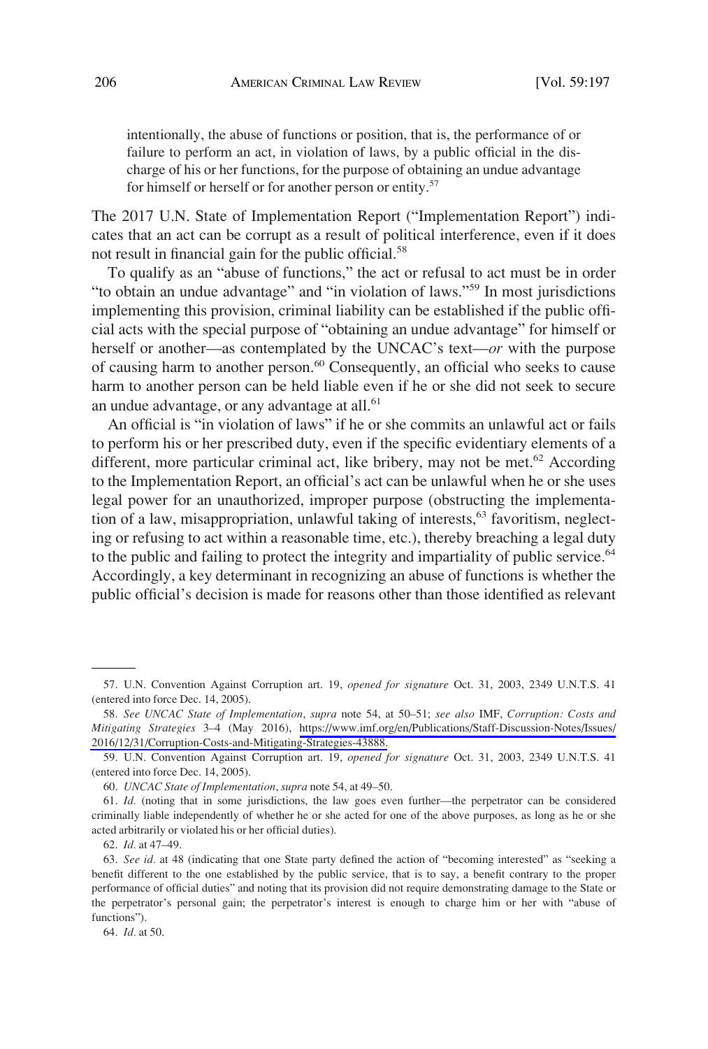intentionally, the abuse of functions or position, that is, the performance of or failure to perform an act, in violation of laws, by a public official in the discharge of his or her functions, for the purpose of obtaining an undue advantage for himself or herself or for another person or entity.[57]

The 2017 U.N. State of Implementation Report ("Implementation Report") indicates that an act can be corrupt as a result of political interference, even if it does not result in financial gain for the public official.[58]

To qualify as an "abuse of functions," the act or refusal to act must be in order "to obtain an undue advantage" and "in violation of laws."[59] In most jurisdictions implementing this provision, criminal liability can be established if the public official acts with the special purpose of "obtaining an undue advantage" for himself or herself or another—as contemplated by the UNCAC's text—*or* with the purpose of causing harm to another person.[60] Consequently, an official who seeks to cause harm to another person can be held liable even if he or she did not seek to secure an undue advantage, or any advantage at all.[61]

An official is "in violation of laws" if he or she commits an unlawful act or fails to perform his or her prescribed duty, even if the specific evidentiary elements of a different, more particular criminal act, like bribery, may not be met.[62] According to the Implementation Report, an official's act can be unlawful when he or she uses legal power for an unauthorized, improper purpose (obstructing the implementation of a law, misappropriation, unlawful taking of interests,[63] favoritism, neglecting or refusing to act within a reasonable time, etc.), thereby breaching a legal duty to the public and failing to protect the integrity and impartiality of public service.[64] Accordingly, a key determinant in recognizing an abuse of functions is whether the public official's decision is made for reasons other than those identified as relevant

---

57. U.N. Convention Against Corruption art. 19, *opened for signature* Oct. 31, 2003, 2349 U.N.T.S. 41 (entered into force Dec. 14, 2005).

58. *See UNCAC State of Implementation*, *supra* note 54, at 50–51; *see also* IMF, *Corruption: Costs and Mitigating Strategies* 3–4 (May 2016), https://www.imf.org/en/Publications/Staff-Discussion-Notes/Issues/2016/12/31/Corruption-Costs-and-Mitigating-Strategies-43888.

59. U.N. Convention Against Corruption art. 19, *opened for signature* Oct. 31, 2003, 2349 U.N.T.S. 41 (entered into force Dec. 14, 2005).

60. *UNCAC State of Implementation*, *supra* note 54, at 49–50.

61. *Id.* (noting that in some jurisdictions, the law goes even further—the perpetrator can be considered criminally liable independently of whether he or she acted for one of the above purposes, as long as he or she acted arbitrarily or violated his or her official duties).

62. *Id.* at 47–49.

63. *See id.* at 48 (indicating that one State party defined the action of "becoming interested" as "seeking a benefit different to the one established by the public service, that is to say, a benefit contrary to the proper performance of official duties" and noting that its provision did not require demonstrating damage to the State or the perpetrator's personal gain; the perpetrator's interest is enough to charge him or her with "abuse of functions").

64. *Id.* at 50.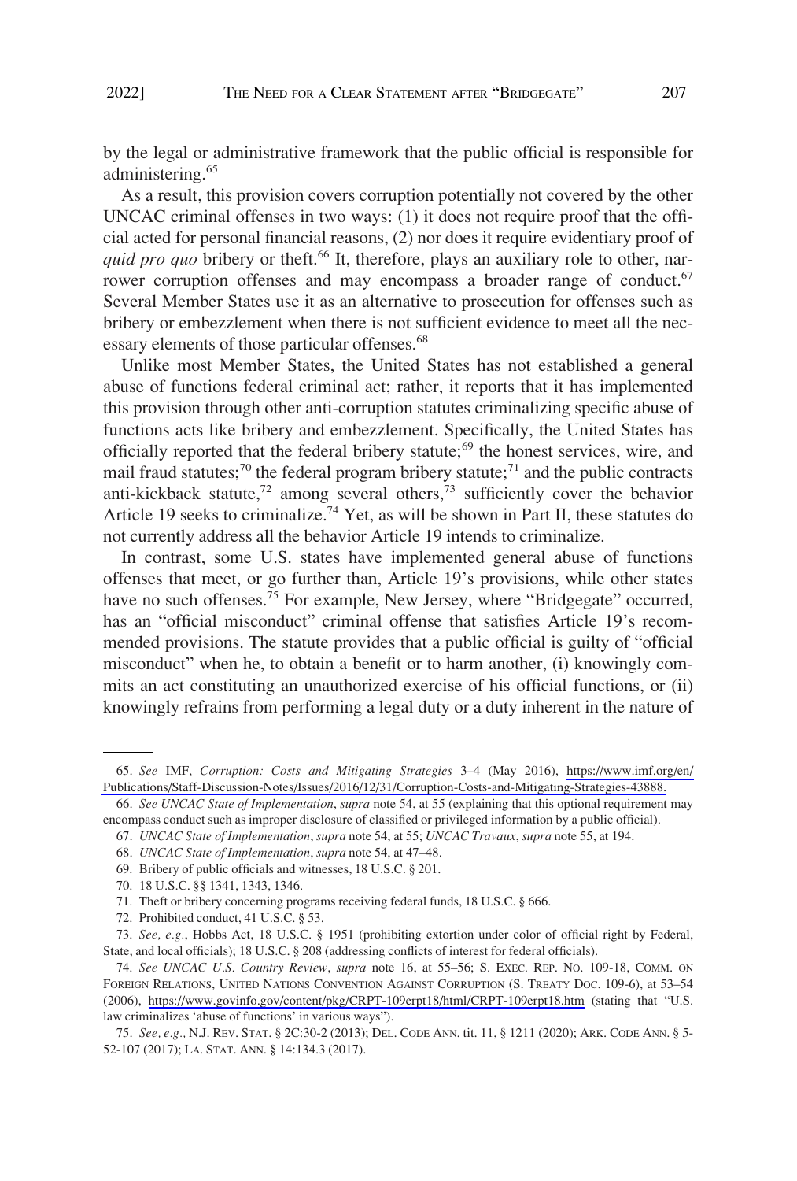by the legal or administrative framework that the public official is responsible for administering.[65]

As a result, this provision covers corruption potentially not covered by the other UNCAC criminal offenses in two ways: (1) it does not require proof that the official acted for personal financial reasons, (2) nor does it require evidentiary proof of *quid pro quo* bribery or theft.[66] It, therefore, plays an auxiliary role to other, narrower corruption offenses and may encompass a broader range of conduct.[67] Several Member States use it as an alternative to prosecution for offenses such as bribery or embezzlement when there is not sufficient evidence to meet all the necessary elements of those particular offenses.[68]

Unlike most Member States, the United States has not established a general abuse of functions federal criminal act; rather, it reports that it has implemented this provision through other anti-corruption statutes criminalizing specific abuse of functions acts like bribery and embezzlement. Specifically, the United States has officially reported that the federal bribery statute;[69] the honest services, wire, and mail fraud statutes;[70] the federal program bribery statute;[71] and the public contracts anti-kickback statute,[72] among several others,[73] sufficiently cover the behavior Article 19 seeks to criminalize.[74] Yet, as will be shown in Part II, these statutes do not currently address all the behavior Article 19 intends to criminalize.

In contrast, some U.S. states have implemented general abuse of functions offenses that meet, or go further than, Article 19's provisions, while other states have no such offenses.[75] For example, New Jersey, where "Bridgegate" occurred, has an "official misconduct" criminal offense that satisfies Article 19's recommended provisions. The statute provides that a public official is guilty of "official misconduct" when he, to obtain a benefit or to harm another, (i) knowingly commits an act constituting an unauthorized exercise of his official functions, or (ii) knowingly refrains from performing a legal duty or a duty inherent in the nature of

---

65. *See* IMF, *Corruption: Costs and Mitigating Strategies* 3–4 (May 2016), https://www.imf.org/en/Publications/Staff-Discussion-Notes/Issues/2016/12/31/Corruption-Costs-and-Mitigating-Strategies-43888.

66. *See UNCAC State of Implementation*, *supra* note 54, at 55 (explaining that this optional requirement may encompass conduct such as improper disclosure of classified or privileged information by a public official).

67. *UNCAC State of Implementation*, *supra* note 54, at 55; *UNCAC Travaux*, *supra* note 55, at 194.

68. *UNCAC State of Implementation*, *supra* note 54, at 47–48.

69. Bribery of public officials and witnesses, 18 U.S.C. § 201.

70. 18 U.S.C. §§ 1341, 1343, 1346.

71. Theft or bribery concerning programs receiving federal funds, 18 U.S.C. § 666.

72. Prohibited conduct, 41 U.S.C. § 53.

73. *See, e.g.*, Hobbs Act, 18 U.S.C. § 1951 (prohibiting extortion under color of official right by Federal, State, and local officials); 18 U.S.C. § 208 (addressing conflicts of interest for federal officials).

74. *See UNCAC U.S. Country Review*, *supra* note 16, at 55–56; S. EXEC. REP. NO. 109-18, COMM. ON FOREIGN RELATIONS, UNITED NATIONS CONVENTION AGAINST CORRUPTION (S. TREATY DOC. 109-6), at 53–54 (2006), https://www.govinfo.gov/content/pkg/CRPT-109erpt18/html/CRPT-109erpt18.htm (stating that "U.S. law criminalizes 'abuse of functions' in various ways").

75. *See, e.g.,* N.J. REV. STAT. § 2C:30-2 (2013); DEL. CODE ANN. tit. 11, § 1211 (2020); ARK. CODE ANN. § 5-52-107 (2017); LA. STAT. ANN. § 14:134.3 (2017).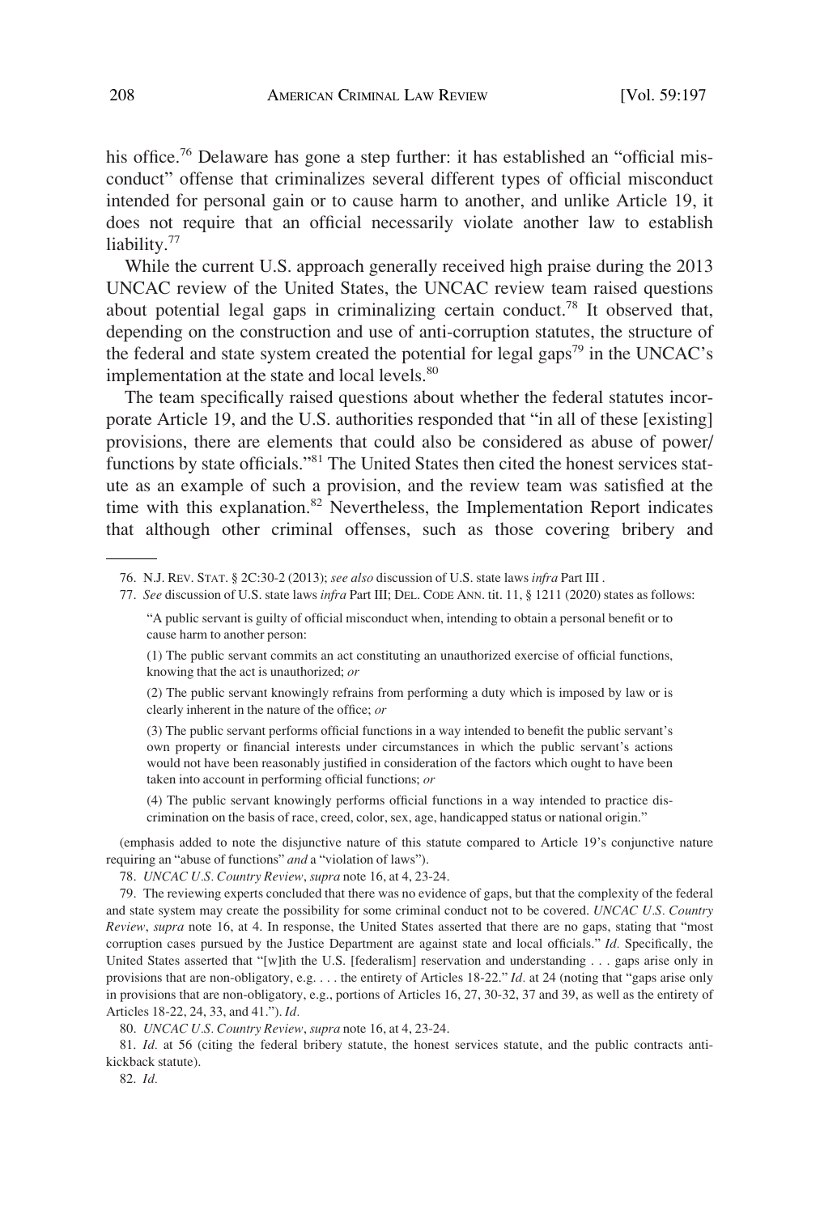his office.[76] Delaware has gone a step further: it has established an "official misconduct" offense that criminalizes several different types of official misconduct intended for personal gain or to cause harm to another, and unlike Article 19, it does not require that an official necessarily violate another law to establish liability.[77]

While the current U.S. approach generally received high praise during the 2013 UNCAC review of the United States, the UNCAC review team raised questions about potential legal gaps in criminalizing certain conduct.[78] It observed that, depending on the construction and use of anti-corruption statutes, the structure of the federal and state system created the potential for legal gaps[79] in the UNCAC's implementation at the state and local levels.[80]

The team specifically raised questions about whether the federal statutes incorporate Article 19, and the U.S. authorities responded that "in all of these [existing] provisions, there are elements that could also be considered as abuse of power/functions by state officials."[81] The United States then cited the honest services statute as an example of such a provision, and the review team was satisfied at the time with this explanation.[82] Nevertheless, the Implementation Report indicates that although other criminal offenses, such as those covering bribery and

---

76. N.J. REV. STAT. § 2C:30-2 (2013); *see also* discussion of U.S. state laws *infra* Part III .

77. *See* discussion of U.S. state laws *infra* Part III; DEL. CODE ANN. tit. 11, § 1211 (2020) states as follows:

> "A public servant is guilty of official misconduct when, intending to obtain a personal benefit or to cause harm to another person:
>
> (1) The public servant commits an act constituting an unauthorized exercise of official functions, knowing that the act is unauthorized; *or*
>
> (2) The public servant knowingly refrains from performing a duty which is imposed by law or is clearly inherent in the nature of the office; *or*
>
> (3) The public servant performs official functions in a way intended to benefit the public servant's own property or financial interests under circumstances in which the public servant's actions would not have been reasonably justified in consideration of the factors which ought to have been taken into account in performing official functions; *or*
>
> (4) The public servant knowingly performs official functions in a way intended to practice discrimination on the basis of race, creed, color, sex, age, handicapped status or national origin."

(emphasis added to note the disjunctive nature of this statute compared to Article 19's conjunctive nature requiring an "abuse of functions" *and* a "violation of laws").

78. *UNCAC U.S. Country Review*, *supra* note 16, at 4, 23-24.

79. The reviewing experts concluded that there was no evidence of gaps, but that the complexity of the federal and state system may create the possibility for some criminal conduct not to be covered. *UNCAC U.S. Country Review*, *supra* note 16, at 4. In response, the United States asserted that there are no gaps, stating that "most corruption cases pursued by the Justice Department are against state and local officials." *Id.* Specifically, the United States asserted that "[w]ith the U.S. [federalism] reservation and understanding . . . gaps arise only in provisions that are non-obligatory, e.g. . . . the entirety of Articles 18-22." *Id.* at 24 (noting that "gaps arise only in provisions that are non-obligatory, e.g., portions of Articles 16, 27, 30-32, 37 and 39, as well as the entirety of Articles 18-22, 24, 33, and 41."). *Id.*

80. *UNCAC U.S. Country Review*, *supra* note 16, at 4, 23-24.

81. *Id.* at 56 (citing the federal bribery statute, the honest services statute, and the public contracts anti-kickback statute).

82. *Id.*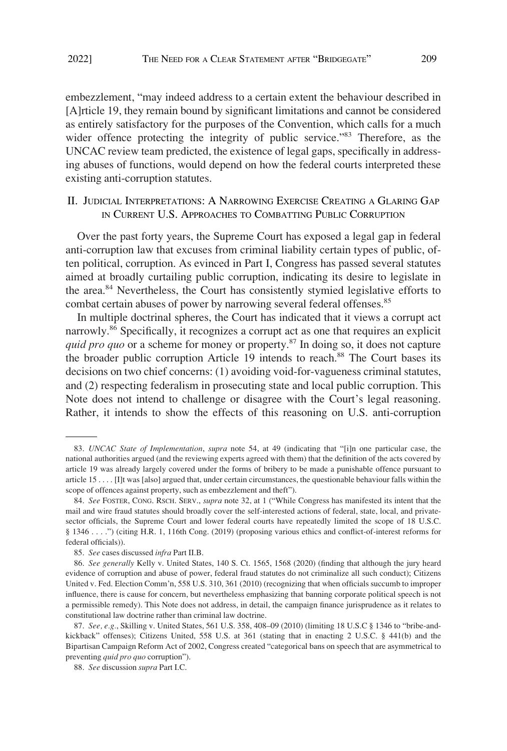embezzlement, "may indeed address to a certain extent the behaviour described in [A]rticle 19, they remain bound by significant limitations and cannot be considered as entirely satisfactory for the purposes of the Convention, which calls for a much wider offence protecting the integrity of public service."[83] Therefore, as the UNCAC review team predicted, the existence of legal gaps, specifically in addressing abuses of functions, would depend on how the federal courts interpreted these existing anti-corruption statutes.

## II. Judicial Interpretations: A Narrowing Exercise Creating a Glaring Gap in Current U.S. Approaches to Combatting Public Corruption

Over the past forty years, the Supreme Court has exposed a legal gap in federal anti-corruption law that excuses from criminal liability certain types of public, often political, corruption. As evinced in Part I, Congress has passed several statutes aimed at broadly curtailing public corruption, indicating its desire to legislate in the area.[84] Nevertheless, the Court has consistently stymied legislative efforts to combat certain abuses of power by narrowing several federal offenses.[85]

In multiple doctrinal spheres, the Court has indicated that it views a corrupt act narrowly.[86] Specifically, it recognizes a corrupt act as one that requires an explicit *quid pro quo* or a scheme for money or property.[87] In doing so, it does not capture the broader public corruption Article 19 intends to reach.[88] The Court bases its decisions on two chief concerns: (1) avoiding void-for-vagueness criminal statutes, and (2) respecting federalism in prosecuting state and local public corruption. This Note does not intend to challenge or disagree with the Court's legal reasoning. Rather, it intends to show the effects of this reasoning on U.S. anti-corruption

---

83. *UNCAC State of Implementation*, *supra* note 54, at 49 (indicating that "[i]n one particular case, the national authorities argued (and the reviewing experts agreed with them) that the definition of the acts covered by article 19 was already largely covered under the forms of bribery to be made a punishable offence pursuant to article 15 . . . . [I]t was [also] argued that, under certain circumstances, the questionable behaviour falls within the scope of offences against property, such as embezzlement and theft").

84. *See* Foster, Cong. Rsch. Serv., *supra* note 32, at 1 ("While Congress has manifested its intent that the mail and wire fraud statutes should broadly cover the self-interested actions of federal, state, local, and private-sector officials, the Supreme Court and lower federal courts have repeatedly limited the scope of 18 U.S.C. § 1346 . . . .") (citing H.R. 1, 116th Cong. (2019) (proposing various ethics and conflict-of-interest reforms for federal officials)).

85. *See* cases discussed *infra* Part II.B.

86. *See generally* Kelly v. United States, 140 S. Ct. 1565, 1568 (2020) (finding that although the jury heard evidence of corruption and abuse of power, federal fraud statutes do not criminalize all such conduct); Citizens United v. Fed. Election Comm'n, 558 U.S. 310, 361 (2010) (recognizing that when officials succumb to improper influence, there is cause for concern, but nevertheless emphasizing that banning corporate political speech is not a permissible remedy). This Note does not address, in detail, the campaign finance jurisprudence as it relates to constitutional law doctrine rather than criminal law doctrine.

87. *See, e.g.*, Skilling v. United States, 561 U.S. 358, 408–09 (2010) (limiting 18 U.S.C § 1346 to "bribe-and-kickback" offenses); Citizens United, 558 U.S. at 361 (stating that in enacting 2 U.S.C. § 441(b) and the Bipartisan Campaign Reform Act of 2002, Congress created "categorical bans on speech that are asymmetrical to preventing *quid pro quo* corruption").

88. *See* discussion *supra* Part I.C.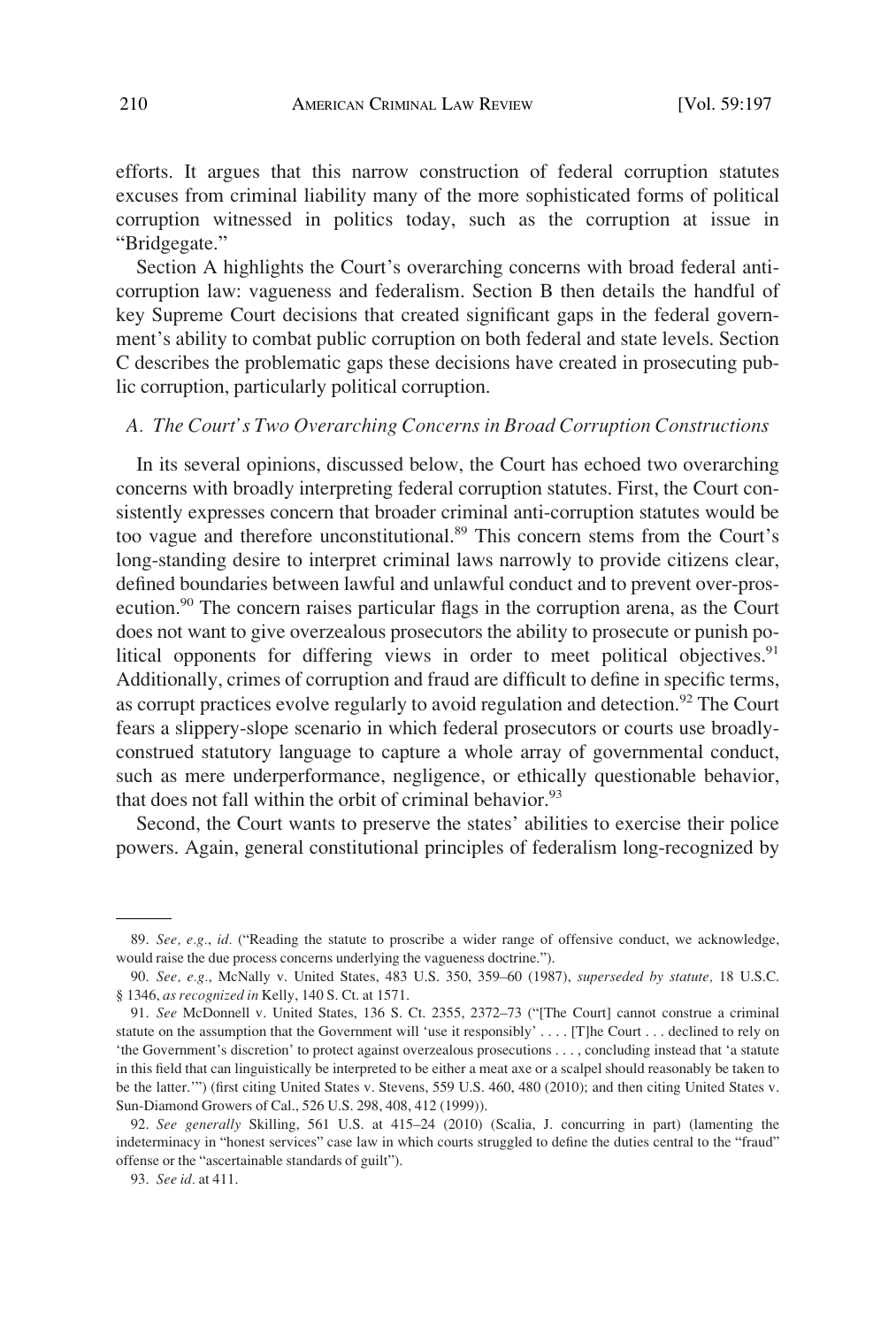efforts. It argues that this narrow construction of federal corruption statutes excuses from criminal liability many of the more sophisticated forms of political corruption witnessed in politics today, such as the corruption at issue in "Bridgegate."

Section A highlights the Court's overarching concerns with broad federal anti-corruption law: vagueness and federalism. Section B then details the handful of key Supreme Court decisions that created significant gaps in the federal government's ability to combat public corruption on both federal and state levels. Section C describes the problematic gaps these decisions have created in prosecuting public corruption, particularly political corruption.

### *A. The Court's Two Overarching Concerns in Broad Corruption Constructions*

In its several opinions, discussed below, the Court has echoed two overarching concerns with broadly interpreting federal corruption statutes. First, the Court consistently expresses concern that broader criminal anti-corruption statutes would be too vague and therefore unconstitutional.[89] This concern stems from the Court's long-standing desire to interpret criminal laws narrowly to provide citizens clear, defined boundaries between lawful and unlawful conduct and to prevent over-prosecution.[90] The concern raises particular flags in the corruption arena, as the Court does not want to give overzealous prosecutors the ability to prosecute or punish political opponents for differing views in order to meet political objectives.[91] Additionally, crimes of corruption and fraud are difficult to define in specific terms, as corrupt practices evolve regularly to avoid regulation and detection.[92] The Court fears a slippery-slope scenario in which federal prosecutors or courts use broadly-construed statutory language to capture a whole array of governmental conduct, such as mere underperformance, negligence, or ethically questionable behavior, that does not fall within the orbit of criminal behavior.[93]

Second, the Court wants to preserve the states' abilities to exercise their police powers. Again, general constitutional principles of federalism long-recognized by

---

89. *See, e.g.*, *id.* ("Reading the statute to proscribe a wider range of offensive conduct, we acknowledge, would raise the due process concerns underlying the vagueness doctrine.").

90. *See, e.g.*, McNally v. United States, 483 U.S. 350, 359–60 (1987), *superseded by statute*, 18 U.S.C. § 1346, *as recognized in* Kelly, 140 S. Ct. at 1571.

91. *See* McDonnell v. United States, 136 S. Ct. 2355, 2372–73 ("[The Court] cannot construe a criminal statute on the assumption that the Government will 'use it responsibly' . . . . [T]he Court . . . declined to rely on 'the Government's discretion' to protect against overzealous prosecutions . . . , concluding instead that 'a statute in this field that can linguistically be interpreted to be either a meat axe or a scalpel should reasonably be taken to be the latter.'") (first citing United States v. Stevens, 559 U.S. 460, 480 (2010); and then citing United States v. Sun-Diamond Growers of Cal., 526 U.S. 298, 408, 412 (1999)).

92. *See generally* Skilling, 561 U.S. at 415–24 (2010) (Scalia, J. concurring in part) (lamenting the indeterminacy in "honest services" case law in which courts struggled to define the duties central to the "fraud" offense or the "ascertainable standards of guilt").

93. *See id.* at 411.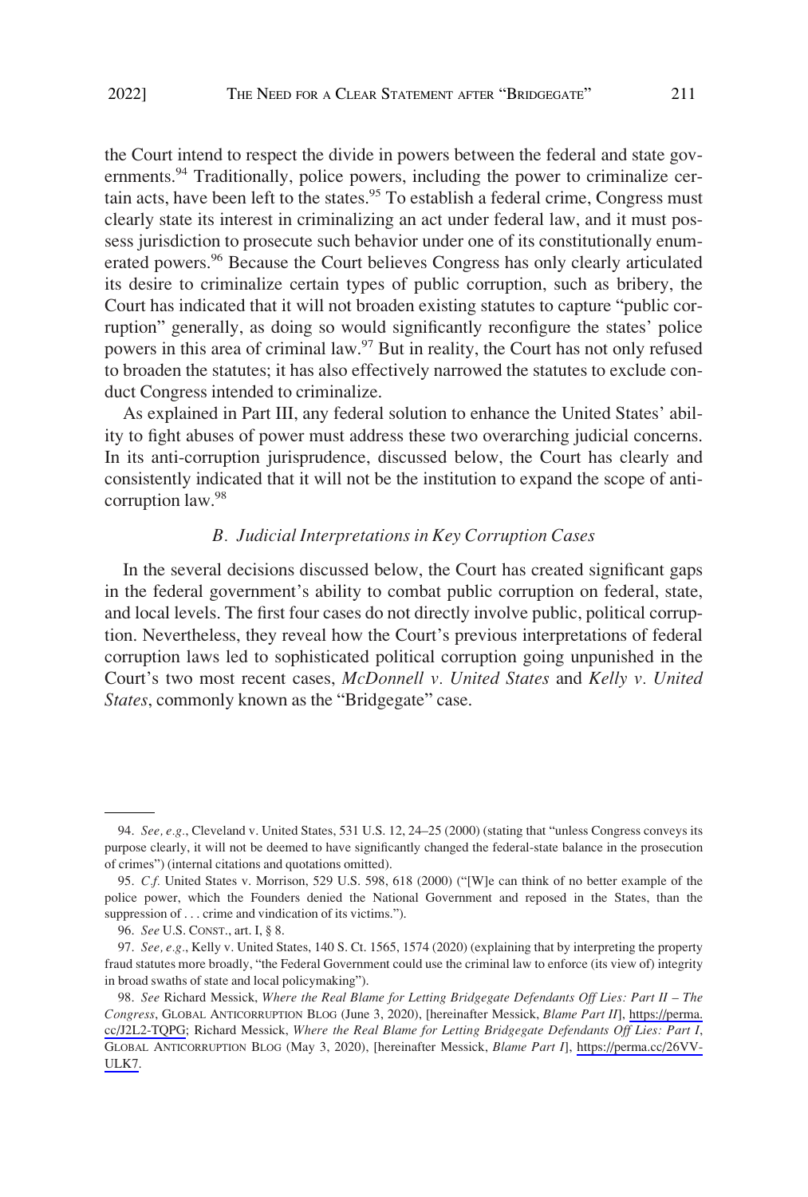the Court intend to respect the divide in powers between the federal and state governments.[94] Traditionally, police powers, including the power to criminalize certain acts, have been left to the states.[95] To establish a federal crime, Congress must clearly state its interest in criminalizing an act under federal law, and it must possess jurisdiction to prosecute such behavior under one of its constitutionally enumerated powers.[96] Because the Court believes Congress has only clearly articulated its desire to criminalize certain types of public corruption, such as bribery, the Court has indicated that it will not broaden existing statutes to capture "public corruption" generally, as doing so would significantly reconfigure the states' police powers in this area of criminal law.[97] But in reality, the Court has not only refused to broaden the statutes; it has also effectively narrowed the statutes to exclude conduct Congress intended to criminalize.

As explained in Part III, any federal solution to enhance the United States' ability to fight abuses of power must address these two overarching judicial concerns. In its anti-corruption jurisprudence, discussed below, the Court has clearly and consistently indicated that it will not be the institution to expand the scope of anti-corruption law.[98]

### *B. Judicial Interpretations in Key Corruption Cases*

In the several decisions discussed below, the Court has created significant gaps in the federal government's ability to combat public corruption on federal, state, and local levels. The first four cases do not directly involve public, political corruption. Nevertheless, they reveal how the Court's previous interpretations of federal corruption laws led to sophisticated political corruption going unpunished in the Court's two most recent cases, *McDonnell v. United States* and *Kelly v. United States*, commonly known as the "Bridgegate" case.

---

94. *See, e.g.*, Cleveland v. United States, 531 U.S. 12, 24–25 (2000) (stating that "unless Congress conveys its purpose clearly, it will not be deemed to have significantly changed the federal-state balance in the prosecution of crimes") (internal citations and quotations omitted).

95. *C.f.* United States v. Morrison, 529 U.S. 598, 618 (2000) ("[W]e can think of no better example of the police power, which the Founders denied the National Government and reposed in the States, than the suppression of . . . crime and vindication of its victims.").

96. *See* U.S. CONST., art. I, § 8.

97. *See, e.g.*, Kelly v. United States, 140 S. Ct. 1565, 1574 (2020) (explaining that by interpreting the property fraud statutes more broadly, "the Federal Government could use the criminal law to enforce (its view of) integrity in broad swaths of state and local policymaking").

98. *See* Richard Messick, *Where the Real Blame for Letting Bridgegate Defendants Off Lies: Part II – The Congress*, GLOBAL ANTICORRUPTION BLOG (June 3, 2020), [hereinafter Messick, *Blame Part II*], https://perma.cc/J2L2-TQPG; Richard Messick, *Where the Real Blame for Letting Bridgegate Defendants Off Lies: Part I*, GLOBAL ANTICORRUPTION BLOG (May 3, 2020), [hereinafter Messick, *Blame Part I*], https://perma.cc/26VV-ULK7.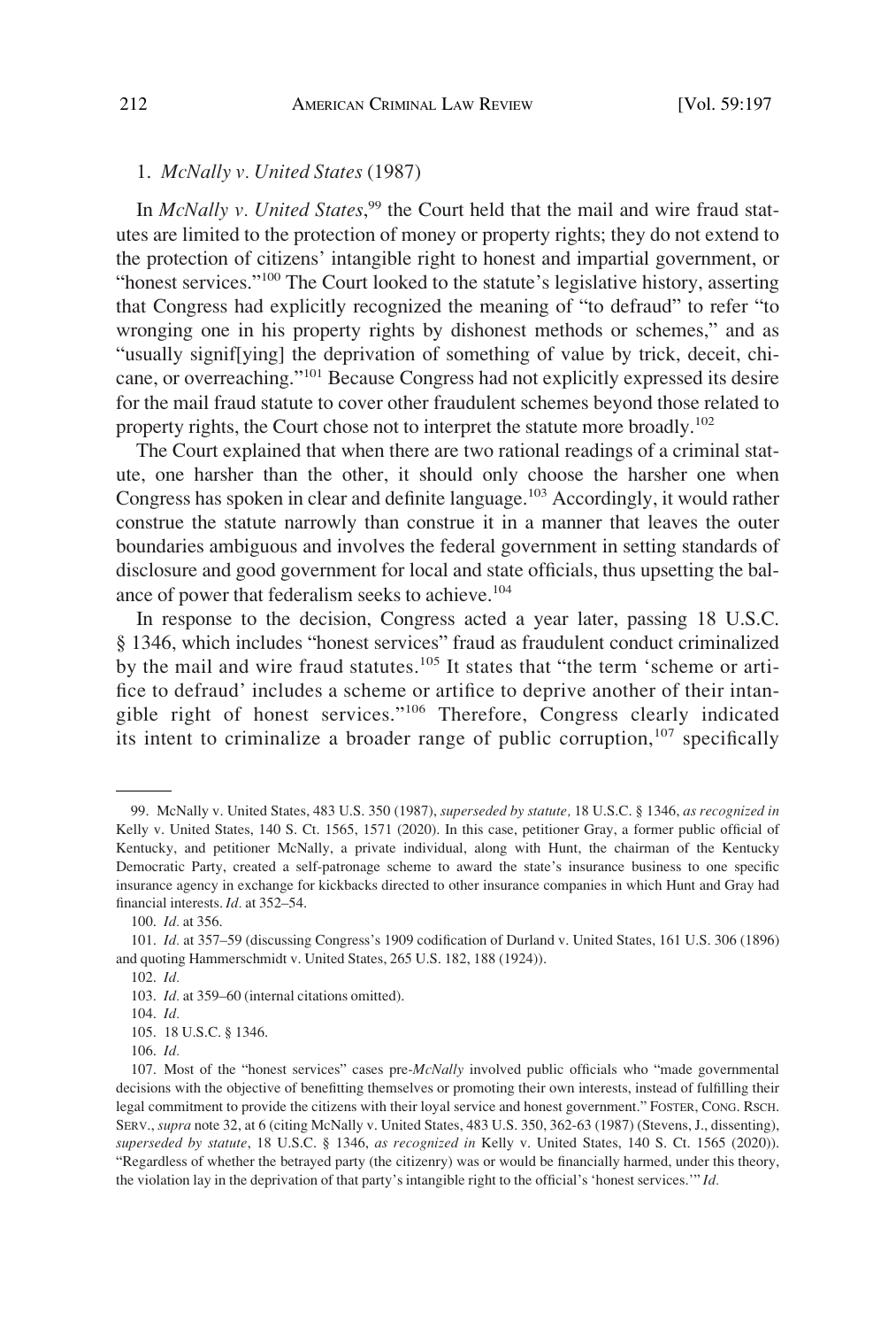### 1. *McNally v. United States* (1987)

In *McNally v. United States*,[99] the Court held that the mail and wire fraud statutes are limited to the protection of money or property rights; they do not extend to the protection of citizens' intangible right to honest and impartial government, or "honest services."[100] The Court looked to the statute's legislative history, asserting that Congress had explicitly recognized the meaning of "to defraud" to refer "to wronging one in his property rights by dishonest methods or schemes," and as "usually signif[ying] the deprivation of something of value by trick, deceit, chicane, or overreaching."[101] Because Congress had not explicitly expressed its desire for the mail fraud statute to cover other fraudulent schemes beyond those related to property rights, the Court chose not to interpret the statute more broadly.[102]

The Court explained that when there are two rational readings of a criminal statute, one harsher than the other, it should only choose the harsher one when Congress has spoken in clear and definite language.[103] Accordingly, it would rather construe the statute narrowly than construe it in a manner that leaves the outer boundaries ambiguous and involves the federal government in setting standards of disclosure and good government for local and state officials, thus upsetting the balance of power that federalism seeks to achieve.[104]

In response to the decision, Congress acted a year later, passing 18 U.S.C. § 1346, which includes "honest services" fraud as fraudulent conduct criminalized by the mail and wire fraud statutes.[105] It states that "the term 'scheme or artifice to defraud' includes a scheme or artifice to deprive another of their intangible right of honest services."[106] Therefore, Congress clearly indicated its intent to criminalize a broader range of public corruption,[107] specifically

---

99. McNally v. United States, 483 U.S. 350 (1987), *superseded by statute*, 18 U.S.C. § 1346, *as recognized in* Kelly v. United States, 140 S. Ct. 1565, 1571 (2020). In this case, petitioner Gray, a former public official of Kentucky, and petitioner McNally, a private individual, along with Hunt, the chairman of the Kentucky Democratic Party, created a self-patronage scheme to award the state's insurance business to one specific insurance agency in exchange for kickbacks directed to other insurance companies in which Hunt and Gray had financial interests. *Id.* at 352–54.

100. *Id.* at 356.

101. *Id.* at 357–59 (discussing Congress's 1909 codification of Durland v. United States, 161 U.S. 306 (1896) and quoting Hammerschmidt v. United States, 265 U.S. 182, 188 (1924)).

102. *Id.*

103. *Id.* at 359–60 (internal citations omitted).

104. *Id.*

105. 18 U.S.C. § 1346.

106. *Id.*

107. Most of the "honest services" cases pre-*McNally* involved public officials who "made governmental decisions with the objective of benefitting themselves or promoting their own interests, instead of fulfilling their legal commitment to provide the citizens with their loyal service and honest government." FOSTER, CONG. RSCH. SERV., *supra* note 32, at 6 (citing McNally v. United States, 483 U.S. 350, 362-63 (1987) (Stevens, J., dissenting), *superseded by statute*, 18 U.S.C. § 1346, *as recognized in* Kelly v. United States, 140 S. Ct. 1565 (2020)). "Regardless of whether the betrayed party (the citizenry) was or would be financially harmed, under this theory, the violation lay in the deprivation of that party's intangible right to the official's 'honest services.'" *Id.*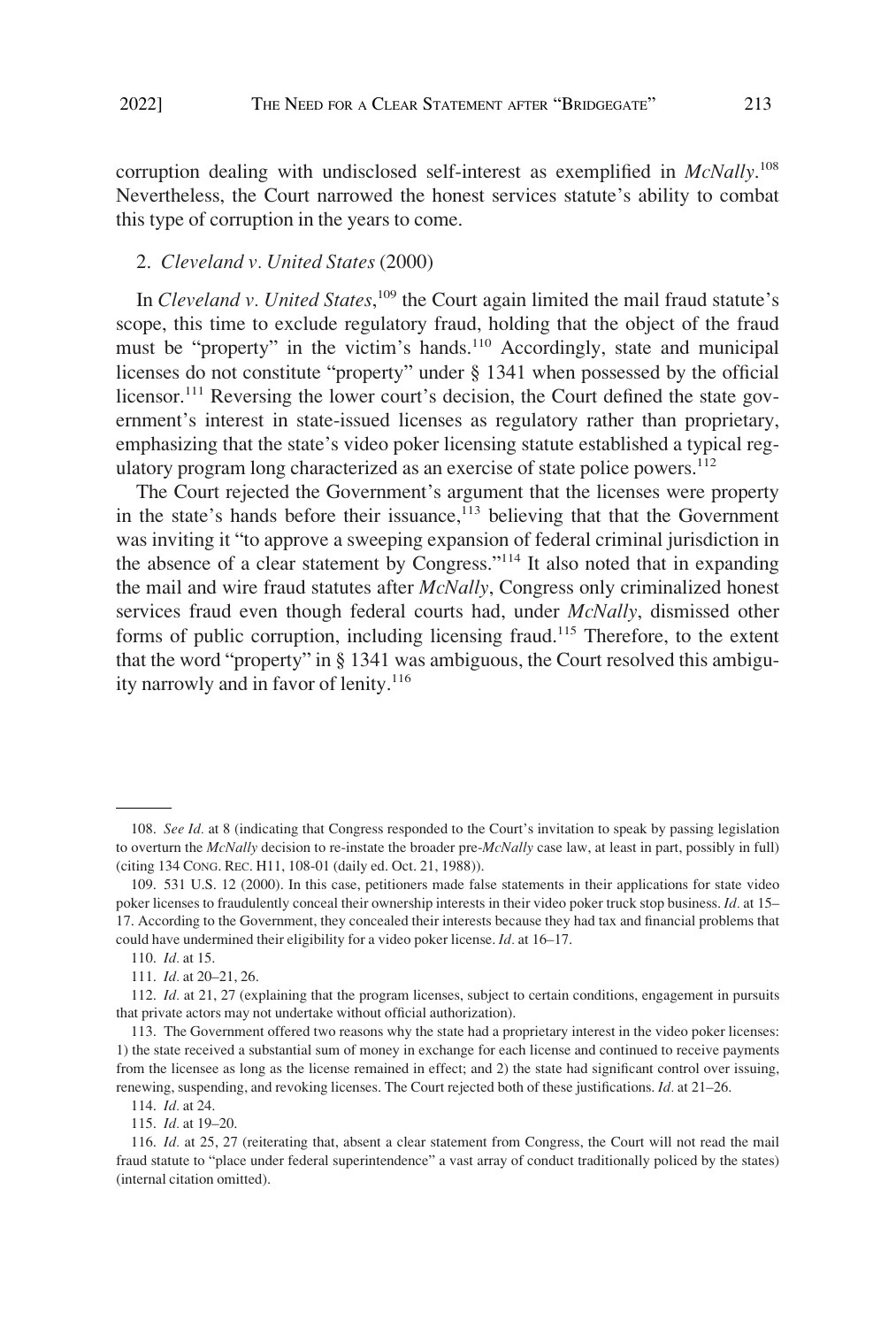corruption dealing with undisclosed self-interest as exemplified in *McNally*.[108] Nevertheless, the Court narrowed the honest services statute's ability to combat this type of corruption in the years to come.

### 2. *Cleveland v. United States* (2000)

In *Cleveland v. United States*,[109] the Court again limited the mail fraud statute's scope, this time to exclude regulatory fraud, holding that the object of the fraud must be "property" in the victim's hands.[110] Accordingly, state and municipal licenses do not constitute "property" under § 1341 when possessed by the official licensor.[111] Reversing the lower court's decision, the Court defined the state government's interest in state-issued licenses as regulatory rather than proprietary, emphasizing that the state's video poker licensing statute established a typical regulatory program long characterized as an exercise of state police powers.[112]

The Court rejected the Government's argument that the licenses were property in the state's hands before their issuance,[113] believing that that the Government was inviting it "to approve a sweeping expansion of federal criminal jurisdiction in the absence of a clear statement by Congress."[114] It also noted that in expanding the mail and wire fraud statutes after *McNally*, Congress only criminalized honest services fraud even though federal courts had, under *McNally*, dismissed other forms of public corruption, including licensing fraud.[115] Therefore, to the extent that the word "property" in § 1341 was ambiguous, the Court resolved this ambiguity narrowly and in favor of lenity.[116]

---

108. *See Id.* at 8 (indicating that Congress responded to the Court's invitation to speak by passing legislation to overturn the *McNally* decision to re-instate the broader pre-*McNally* case law, at least in part, possibly in full) (citing 134 CONG. REC. H11, 108-01 (daily ed. Oct. 21, 1988)).

109. 531 U.S. 12 (2000). In this case, petitioners made false statements in their applications for state video poker licenses to fraudulently conceal their ownership interests in their video poker truck stop business. *Id*. at 15–17. According to the Government, they concealed their interests because they had tax and financial problems that could have undermined their eligibility for a video poker license. *Id*. at 16–17.

110. *Id.* at 15.

111. *Id.* at 20–21, 26.

112. *Id.* at 21, 27 (explaining that the program licenses, subject to certain conditions, engagement in pursuits that private actors may not undertake without official authorization).

113. The Government offered two reasons why the state had a proprietary interest in the video poker licenses: 1) the state received a substantial sum of money in exchange for each license and continued to receive payments from the licensee as long as the license remained in effect; and 2) the state had significant control over issuing, renewing, suspending, and revoking licenses. The Court rejected both of these justifications. *Id*. at 21–26.

114. *Id.* at 24.

115. *Id.* at 19–20.

116. *Id.* at 25, 27 (reiterating that, absent a clear statement from Congress, the Court will not read the mail fraud statute to "place under federal superintendence" a vast array of conduct traditionally policed by the states) (internal citation omitted).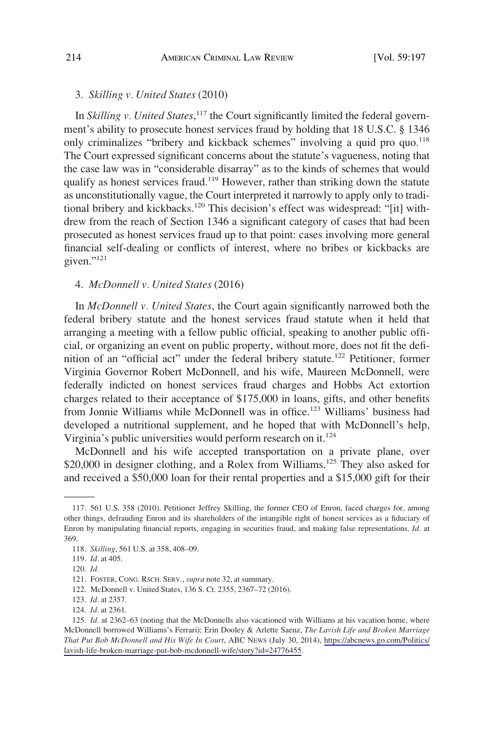### 3. *Skilling v. United States* (2010)

In *Skilling v. United States*,[117] the Court significantly limited the federal government's ability to prosecute honest services fraud by holding that 18 U.S.C. § 1346 only criminalizes "bribery and kickback schemes" involving a quid pro quo.[118] The Court expressed significant concerns about the statute's vagueness, noting that the case law was in "considerable disarray" as to the kinds of schemes that would qualify as honest services fraud.[119] However, rather than striking down the statute as unconstitutionally vague, the Court interpreted it narrowly to apply only to traditional bribery and kickbacks.[120] This decision's effect was widespread: "[it] withdrew from the reach of Section 1346 a significant category of cases that had been prosecuted as honest services fraud up to that point: cases involving more general financial self-dealing or conflicts of interest, where no bribes or kickbacks are given."[121]

### 4. *McDonnell v. United States* (2016)

In *McDonnell v. United States*, the Court again significantly narrowed both the federal bribery statute and the honest services fraud statute when it held that arranging a meeting with a fellow public official, speaking to another public official, or organizing an event on public property, without more, does not fit the definition of an "official act" under the federal bribery statute.[122] Petitioner, former Virginia Governor Robert McDonnell, and his wife, Maureen McDonnell, were federally indicted on honest services fraud charges and Hobbs Act extortion charges related to their acceptance of $175,000 in loans, gifts, and other benefits from Jonnie Williams while McDonnell was in office.[123] Williams' business had developed a nutritional supplement, and he hoped that with McDonnell's help, Virginia's public universities would perform research on it.[124]

McDonnell and his wife accepted transportation on a private plane, over $20,000 in designer clothing, and a Rolex from Williams.[125] They also asked for and received a $50,000 loan for their rental properties and a $15,000 gift for their

---

117. 561 U.S. 358 (2010). Petitioner Jeffrey Skilling, the former CEO of Enron, faced charges for, among other things, defrauding Enron and its shareholders of the intangible right of honest services as a fiduciary of Enron by manipulating financial reports, engaging in securities fraud, and making false representations. *Id.* at 369.

118. *Skilling*, 561 U.S. at 358, 408–09.

119. *Id.* at 405.

120. *Id.*

121. FOSTER, CONG. RSCH. SERV., *supra* note 32, at summary.

122. McDonnell v. United States, 136 S. Ct. 2355, 2367–72 (2016).

123. *Id.* at 2357.

124. *Id.* at 2361.

125. *Id.* at 2362–63 (noting that the McDonnells also vacationed with Williams at his vacation home, where McDonnell borrowed Williams's Ferrari); Erin Dooley & Arlette Saenz, *The Lavish Life and Broken Marriage That Put Bob McDonnell and His Wife In Court*, ABC NEWS (July 30, 2014), https://abcnews.go.com/Politics/lavish-life-broken-marriage-put-bob-mcdonnell-wife/story?id=24776455.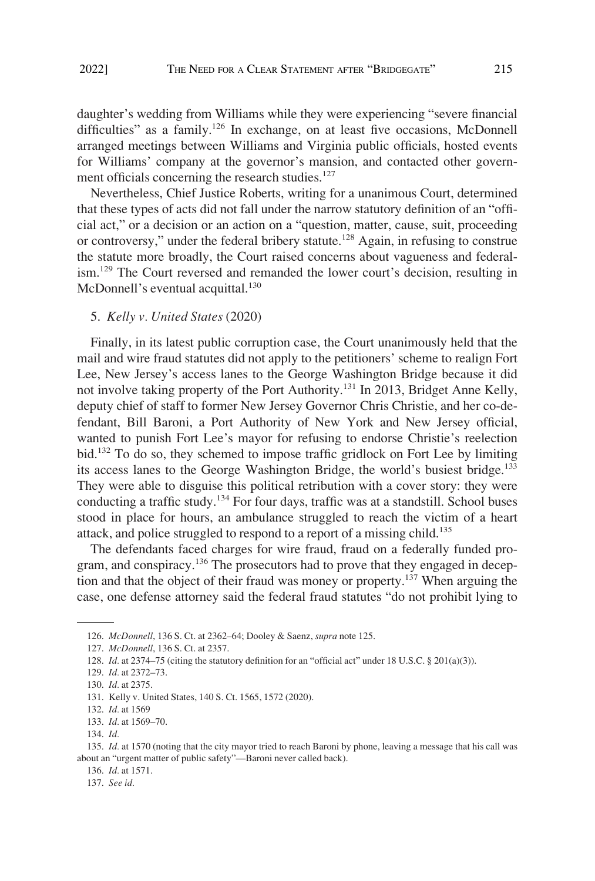daughter's wedding from Williams while they were experiencing "severe financial difficulties" as a family.[126] In exchange, on at least five occasions, McDonnell arranged meetings between Williams and Virginia public officials, hosted events for Williams' company at the governor's mansion, and contacted other government officials concerning the research studies.[127]

Nevertheless, Chief Justice Roberts, writing for a unanimous Court, determined that these types of acts did not fall under the narrow statutory definition of an "official act," or a decision or an action on a "question, matter, cause, suit, proceeding or controversy," under the federal bribery statute.[128] Again, in refusing to construe the statute more broadly, the Court raised concerns about vagueness and federalism.[129] The Court reversed and remanded the lower court's decision, resulting in McDonnell's eventual acquittal.[130]

### 5. *Kelly v. United States* (2020)

Finally, in its latest public corruption case, the Court unanimously held that the mail and wire fraud statutes did not apply to the petitioners' scheme to realign Fort Lee, New Jersey's access lanes to the George Washington Bridge because it did not involve taking property of the Port Authority.[131] In 2013, Bridget Anne Kelly, deputy chief of staff to former New Jersey Governor Chris Christie, and her co-defendant, Bill Baroni, a Port Authority of New York and New Jersey official, wanted to punish Fort Lee's mayor for refusing to endorse Christie's reelection bid.[132] To do so, they schemed to impose traffic gridlock on Fort Lee by limiting its access lanes to the George Washington Bridge, the world's busiest bridge.[133] They were able to disguise this political retribution with a cover story: they were conducting a traffic study.[134] For four days, traffic was at a standstill. School buses stood in place for hours, an ambulance struggled to reach the victim of a heart attack, and police struggled to respond to a report of a missing child.[135]

The defendants faced charges for wire fraud, fraud on a federally funded program, and conspiracy.[136] The prosecutors had to prove that they engaged in deception and that the object of their fraud was money or property.[137] When arguing the case, one defense attorney said the federal fraud statutes "do not prohibit lying to

---

126. *McDonnell*, 136 S. Ct. at 2362–64; Dooley & Saenz, *supra* note 125.

127. *McDonnell*, 136 S. Ct. at 2357.

128. *Id.* at 2374–75 (citing the statutory definition for an "official act" under 18 U.S.C. § 201(a)(3)).

129. *Id.* at 2372–73.

130. *Id.* at 2375.

131. Kelly v. United States, 140 S. Ct. 1565, 1572 (2020).

132. *Id.* at 1569

133. *Id.* at 1569–70.

134. *Id.*

135. *Id.* at 1570 (noting that the city mayor tried to reach Baroni by phone, leaving a message that his call was about an "urgent matter of public safety"—Baroni never called back).

136. *Id.* at 1571.

137. *See id.*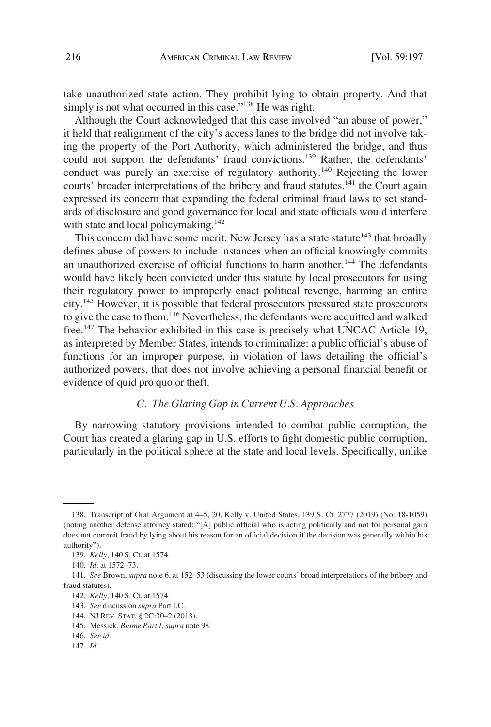take unauthorized state action. They prohibit lying to obtain property. And that simply is not what occurred in this case."[138] He was right.

Although the Court acknowledged that this case involved "an abuse of power," it held that realignment of the city's access lanes to the bridge did not involve taking the property of the Port Authority, which administered the bridge, and thus could not support the defendants' fraud convictions.[139] Rather, the defendants' conduct was purely an exercise of regulatory authority.[140] Rejecting the lower courts' broader interpretations of the bribery and fraud statutes,[141] the Court again expressed its concern that expanding the federal criminal fraud laws to set standards of disclosure and good governance for local and state officials would interfere with state and local policymaking.[142]

This concern did have some merit: New Jersey has a state statute[143] that broadly defines abuse of powers to include instances when an official knowingly commits an unauthorized exercise of official functions to harm another.[144] The defendants would have likely been convicted under this statute by local prosecutors for using their regulatory power to improperly enact political revenge, harming an entire city.[145] However, it is possible that federal prosecutors pressured state prosecutors to give the case to them.[146] Nevertheless, the defendants were acquitted and walked free.[147] The behavior exhibited in this case is precisely what UNCAC Article 19, as interpreted by Member States, intends to criminalize: a public official's abuse of functions for an improper purpose, in violation of laws detailing the official's authorized powers, that does not involve achieving a personal financial benefit or evidence of quid pro quo or theft.

### *C. The Glaring Gap in Current U.S. Approaches*

By narrowing statutory provisions intended to combat public corruption, the Court has created a glaring gap in U.S. efforts to fight domestic public corruption, particularly in the political sphere at the state and local levels. Specifically, unlike

---

138. Transcript of Oral Argument at 4–5, 20, Kelly v. United States, 139 S. Ct. 2777 (2019) (No. 18-1059) (noting another defense attorney stated: "[A] public official who is acting politically and not for personal gain does not commit fraud by lying about his reason for an official decision if the decision was generally within his authority").

139. *Kelly*, 140 S. Ct. at 1574.

140. *Id.* at 1572–73.

141. *See* Brown, *supra* note 6, at 152–53 (discussing the lower courts' broad interpretations of the bribery and fraud statutes).

142. *Kelly,* 140 S. Ct. at 1574.

143. *See* discussion *supra* Part I.C.

144. NJ REV. STAT. § 2C:30–2 (2013).

145. Messick, *Blame Part I*, *supra* note 98.

146. *See id.*

147. *Id.*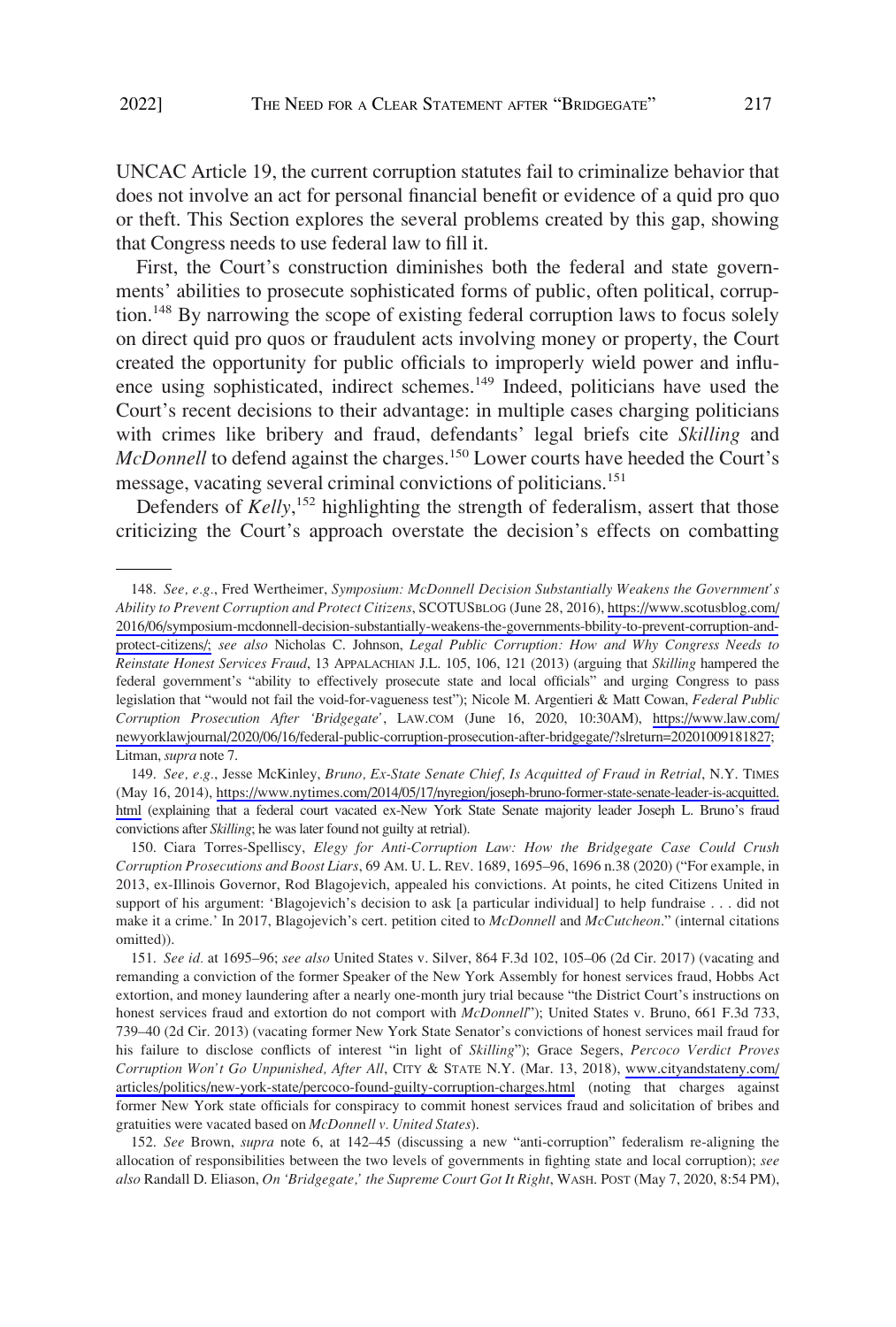UNCAC Article 19, the current corruption statutes fail to criminalize behavior that does not involve an act for personal financial benefit or evidence of a quid pro quo or theft. This Section explores the several problems created by this gap, showing that Congress needs to use federal law to fill it.

First, the Court's construction diminishes both the federal and state governments' abilities to prosecute sophisticated forms of public, often political, corruption.[148] By narrowing the scope of existing federal corruption laws to focus solely on direct quid pro quos or fraudulent acts involving money or property, the Court created the opportunity for public officials to improperly wield power and influence using sophisticated, indirect schemes.[149] Indeed, politicians have used the Court's recent decisions to their advantage: in multiple cases charging politicians with crimes like bribery and fraud, defendants' legal briefs cite *Skilling* and *McDonnell* to defend against the charges.[150] Lower courts have heeded the Court's message, vacating several criminal convictions of politicians.[151]

Defenders of *Kelly*,[152] highlighting the strength of federalism, assert that those criticizing the Court's approach overstate the decision's effects on combatting

---

148. *See, e.g.*, Fred Wertheimer, *Symposium: McDonnell Decision Substantially Weakens the Government's Ability to Prevent Corruption and Protect Citizens*, SCOTUSBLOG (June 28, 2016), https://www.scotusblog.com/2016/06/symposium-mcdonnell-decision-substantially-weakens-the-governments-bbility-to-prevent-corruption-and-protect-citizens/; *see also* Nicholas C. Johnson, *Legal Public Corruption: How and Why Congress Needs to Reinstate Honest Services Fraud*, 13 APPALACHIAN J.L. 105, 106, 121 (2013) (arguing that *Skilling* hampered the federal government's "ability to effectively prosecute state and local officials" and urging Congress to pass legislation that "would not fail the void-for-vagueness test"); Nicole M. Argentieri & Matt Cowan, *Federal Public Corruption Prosecution After 'Bridgegate'*, LAW.COM (June 16, 2020, 10:30AM), https://www.law.com/newyorklawjournal/2020/06/16/federal-public-corruption-prosecution-after-bridgegate/?slreturn=20201009181827; Litman, *supra* note 7.

149. *See, e.g.*, Jesse McKinley, *Bruno, Ex-State Senate Chief, Is Acquitted of Fraud in Retrial*, N.Y. TIMES (May 16, 2014), https://www.nytimes.com/2014/05/17/nyregion/joseph-bruno-former-state-senate-leader-is-acquitted.html (explaining that a federal court vacated ex-New York State Senate majority leader Joseph L. Bruno's fraud convictions after *Skilling*; he was later found not guilty at retrial).

150. Ciara Torres-Spelliscy, *Elegy for Anti-Corruption Law: How the Bridgegate Case Could Crush Corruption Prosecutions and Boost Liars*, 69 AM. U. L. REV. 1689, 1695–96, 1696 n.38 (2020) ("For example, in 2013, ex-Illinois Governor, Rod Blagojevich, appealed his convictions. At points, he cited Citizens United in support of his argument: 'Blagojevich's decision to ask [a particular individual] to help fundraise . . . did not make it a crime.' In 2017, Blagojevich's cert. petition cited to *McDonnell* and *McCutcheon*." (internal citations omitted)).

151. *See id.* at 1695–96; *see also* United States v. Silver, 864 F.3d 102, 105–06 (2d Cir. 2017) (vacating and remanding a conviction of the former Speaker of the New York Assembly for honest services fraud, Hobbs Act extortion, and money laundering after a nearly one-month jury trial because "the District Court's instructions on honest services fraud and extortion do not comport with *McDonnell*"); United States v. Bruno, 661 F.3d 733, 739–40 (2d Cir. 2013) (vacating former New York State Senator's convictions of honest services mail fraud for his failure to disclose conflicts of interest "in light of *Skilling*"); Grace Segers, *Percoco Verdict Proves Corruption Won't Go Unpunished, After All*, CITY & STATE N.Y. (Mar. 13, 2018), www.cityandstateny.com/articles/politics/new-york-state/percoco-found-guilty-corruption-charges.html (noting that charges against former New York state officials for conspiracy to commit honest services fraud and solicitation of bribes and gratuities were vacated based on *McDonnell v. United States*).

152. *See* Brown, *supra* note 6, at 142–45 (discussing a new "anti-corruption" federalism re-aligning the allocation of responsibilities between the two levels of governments in fighting state and local corruption); *see also* Randall D. Eliason, *On 'Bridgegate,' the Supreme Court Got It Right*, WASH. POST (May 7, 2020, 8:54 PM),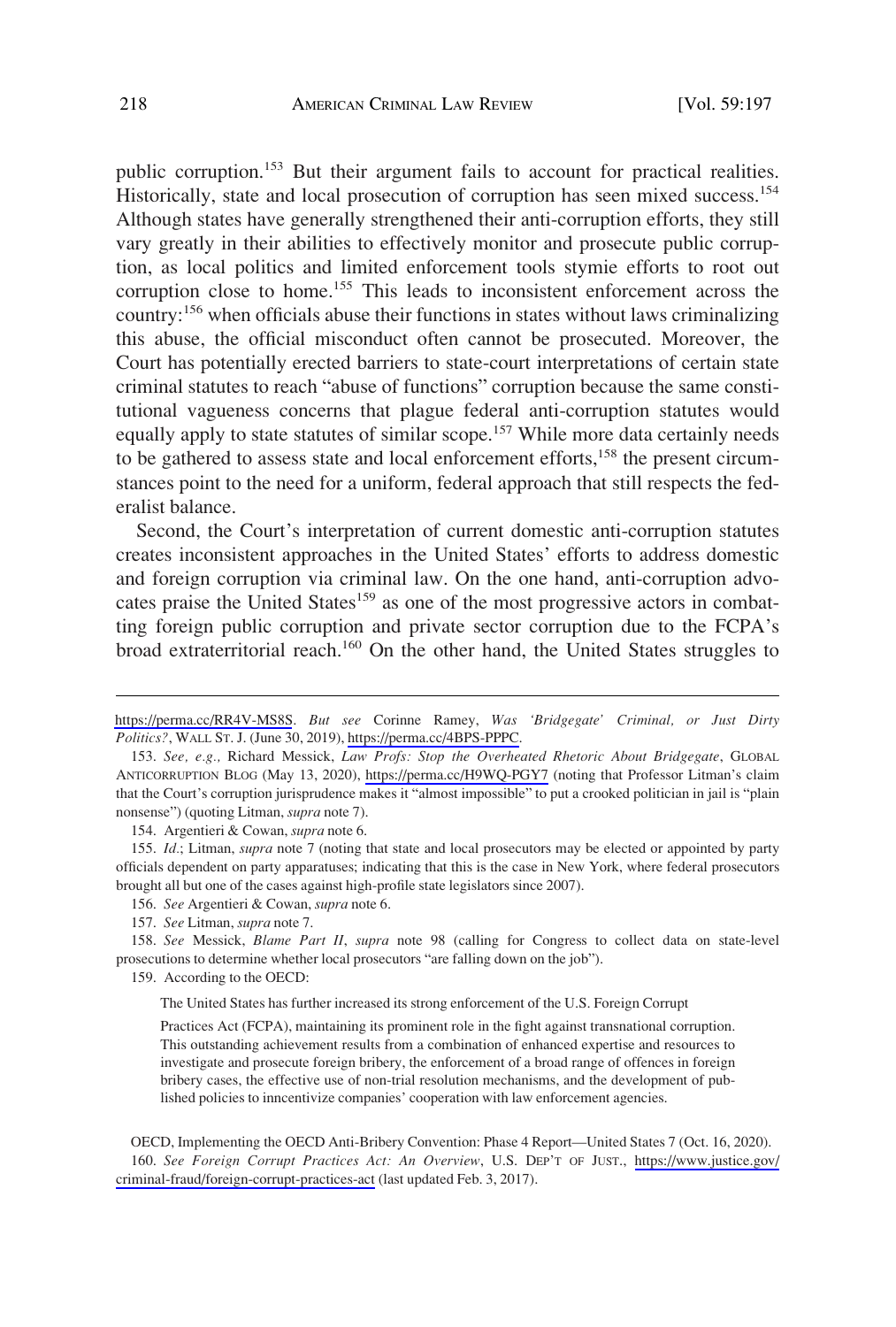public corruption.[153] But their argument fails to account for practical realities. Historically, state and local prosecution of corruption has seen mixed success.[154] Although states have generally strengthened their anti-corruption efforts, they still vary greatly in their abilities to effectively monitor and prosecute public corruption, as local politics and limited enforcement tools stymie efforts to root out corruption close to home.[155] This leads to inconsistent enforcement across the country:[156] when officials abuse their functions in states without laws criminalizing this abuse, the official misconduct often cannot be prosecuted. Moreover, the Court has potentially erected barriers to state-court interpretations of certain state criminal statutes to reach "abuse of functions" corruption because the same constitutional vagueness concerns that plague federal anti-corruption statutes would equally apply to state statutes of similar scope.[157] While more data certainly needs to be gathered to assess state and local enforcement efforts,[158] the present circumstances point to the need for a uniform, federal approach that still respects the federalist balance.

Second, the Court's interpretation of current domestic anti-corruption statutes creates inconsistent approaches in the United States' efforts to address domestic and foreign corruption via criminal law. On the one hand, anti-corruption advocates praise the United States[159] as one of the most progressive actors in combatting foreign public corruption and private sector corruption due to the FCPA's broad extraterritorial reach.[160] On the other hand, the United States struggles to

---

https://perma.cc/RR4V-MS8S. *But see* Corinne Ramey, *Was 'Bridgegate' Criminal, or Just Dirty Politics?*, WALL ST. J. (June 30, 2019), https://perma.cc/4BPS-PPPC.

153. *See, e.g.,* Richard Messick, *Law Profs: Stop the Overheated Rhetoric About Bridgegate*, GLOBAL ANTICORRUPTION BLOG (May 13, 2020), https://perma.cc/H9WQ-PGY7 (noting that Professor Litman's claim that the Court's corruption jurisprudence makes it "almost impossible" to put a crooked politician in jail is "plain nonsense") (quoting Litman, *supra* note 7).

154. Argentieri & Cowan, *supra* note 6.

155. *Id.*; Litman, *supra* note 7 (noting that state and local prosecutors may be elected or appointed by party officials dependent on party apparatuses; indicating that this is the case in New York, where federal prosecutors brought all but one of the cases against high-profile state legislators since 2007).

156. *See* Argentieri & Cowan, *supra* note 6.

157. *See* Litman, *supra* note 7.

158. *See* Messick, *Blame Part II*, *supra* note 98 (calling for Congress to collect data on state-level prosecutions to determine whether local prosecutors "are falling down on the job").

159. According to the OECD:

> The United States has further increased its strong enforcement of the U.S. Foreign Corrupt Practices Act (FCPA), maintaining its prominent role in the fight against transnational corruption. This outstanding achievement results from a combination of enhanced expertise and resources to investigate and prosecute foreign bribery, the enforcement of a broad range of offences in foreign bribery cases, the effective use of non-trial resolution mechanisms, and the development of published policies to inncentivize companies' cooperation with law enforcement agencies.

OECD, Implementing the OECD Anti-Bribery Convention: Phase 4 Report—United States 7 (Oct. 16, 2020).

160. *See Foreign Corrupt Practices Act: An Overview*, U.S. DEP'T OF JUST., https://www.justice.gov/criminal-fraud/foreign-corrupt-practices-act (last updated Feb. 3, 2017).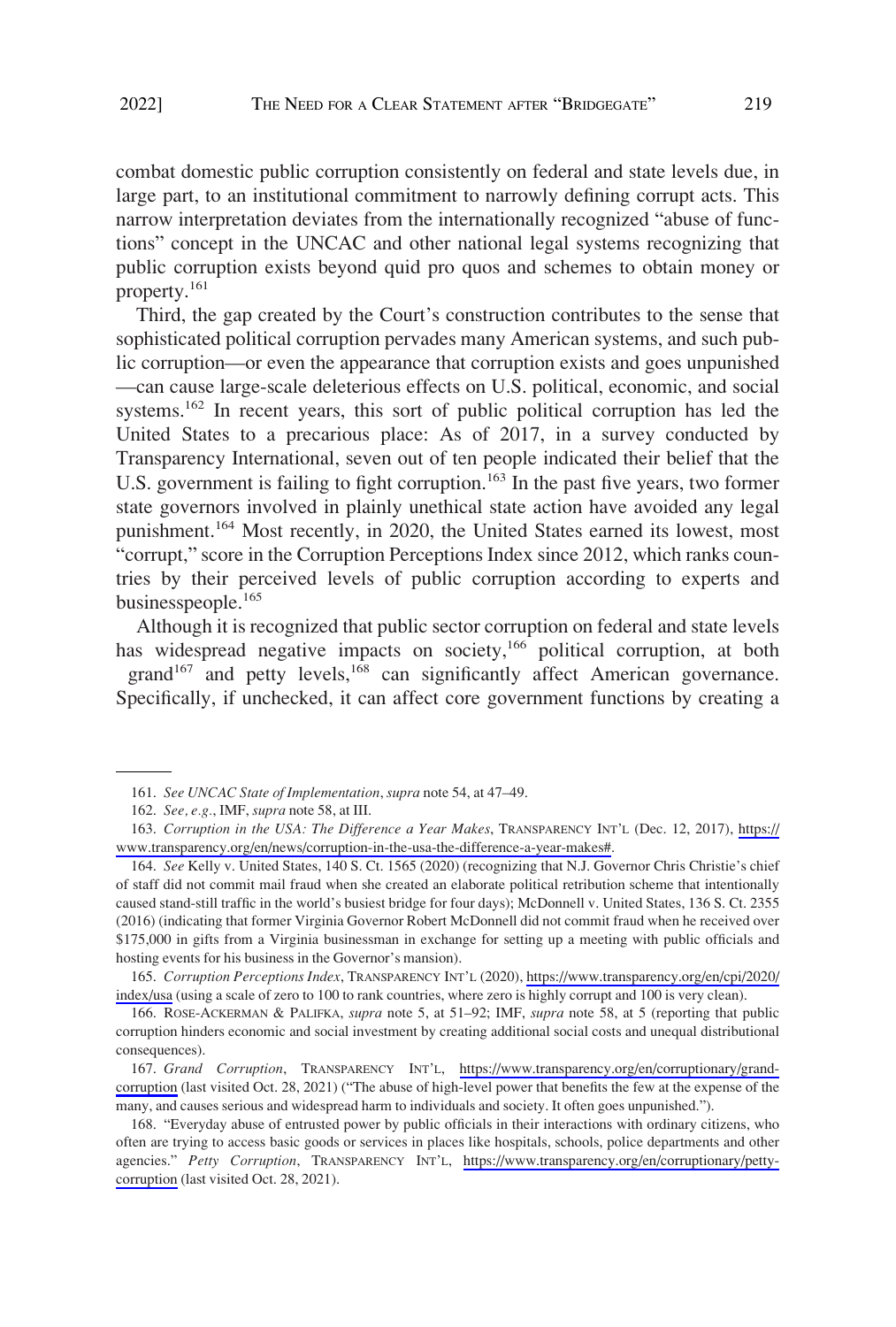combat domestic public corruption consistently on federal and state levels due, in large part, to an institutional commitment to narrowly defining corrupt acts. This narrow interpretation deviates from the internationally recognized "abuse of functions" concept in the UNCAC and other national legal systems recognizing that public corruption exists beyond quid pro quos and schemes to obtain money or property.[161]

Third, the gap created by the Court's construction contributes to the sense that sophisticated political corruption pervades many American systems, and such public corruption—or even the appearance that corruption exists and goes unpunished—can cause large-scale deleterious effects on U.S. political, economic, and social systems.[162] In recent years, this sort of public political corruption has led the United States to a precarious place: As of 2017, in a survey conducted by Transparency International, seven out of ten people indicated their belief that the U.S. government is failing to fight corruption.[163] In the past five years, two former state governors involved in plainly unethical state action have avoided any legal punishment.[164] Most recently, in 2020, the United States earned its lowest, most "corrupt," score in the Corruption Perceptions Index since 2012, which ranks countries by their perceived levels of public corruption according to experts and businesspeople.[165]

Although it is recognized that public sector corruption on federal and state levels has widespread negative impacts on society,[166] political corruption, at both grand[167] and petty levels,[168] can significantly affect American governance. Specifically, if unchecked, it can affect core government functions by creating a

---

161. *See UNCAC State of Implementation*, *supra* note 54, at 47–49.

162. *See, e.g.*, IMF, *supra* note 58, at III.

163. *Corruption in the USA: The Difference a Year Makes*, TRANSPARENCY INT'L (Dec. 12, 2017), https://www.transparency.org/en/news/corruption-in-the-usa-the-difference-a-year-makes#.

164. *See* Kelly v. United States, 140 S. Ct. 1565 (2020) (recognizing that N.J. Governor Chris Christie's chief of staff did not commit mail fraud when she created an elaborate political retribution scheme that intentionally caused stand-still traffic in the world's busiest bridge for four days); McDonnell v. United States, 136 S. Ct. 2355 (2016) (indicating that former Virginia Governor Robert McDonnell did not commit fraud when he received over $175,000 in gifts from a Virginia businessman in exchange for setting up a meeting with public officials and hosting events for his business in the Governor's mansion).

165. *Corruption Perceptions Index*, TRANSPARENCY INT'L (2020), https://www.transparency.org/en/cpi/2020/index/usa (using a scale of zero to 100 to rank countries, where zero is highly corrupt and 100 is very clean).

166. ROSE-ACKERMAN & PALIFKA, *supra* note 5, at 51–92; IMF, *supra* note 58, at 5 (reporting that public corruption hinders economic and social investment by creating additional social costs and unequal distributional consequences).

167. *Grand Corruption*, TRANSPARENCY INT'L, https://www.transparency.org/en/corruptionary/grand-corruption (last visited Oct. 28, 2021) ("The abuse of high-level power that benefits the few at the expense of the many, and causes serious and widespread harm to individuals and society. It often goes unpunished.").

168. "Everyday abuse of entrusted power by public officials in their interactions with ordinary citizens, who often are trying to access basic goods or services in places like hospitals, schools, police departments and other agencies." *Petty Corruption*, TRANSPARENCY INT'L, https://www.transparency.org/en/corruptionary/petty-corruption (last visited Oct. 28, 2021).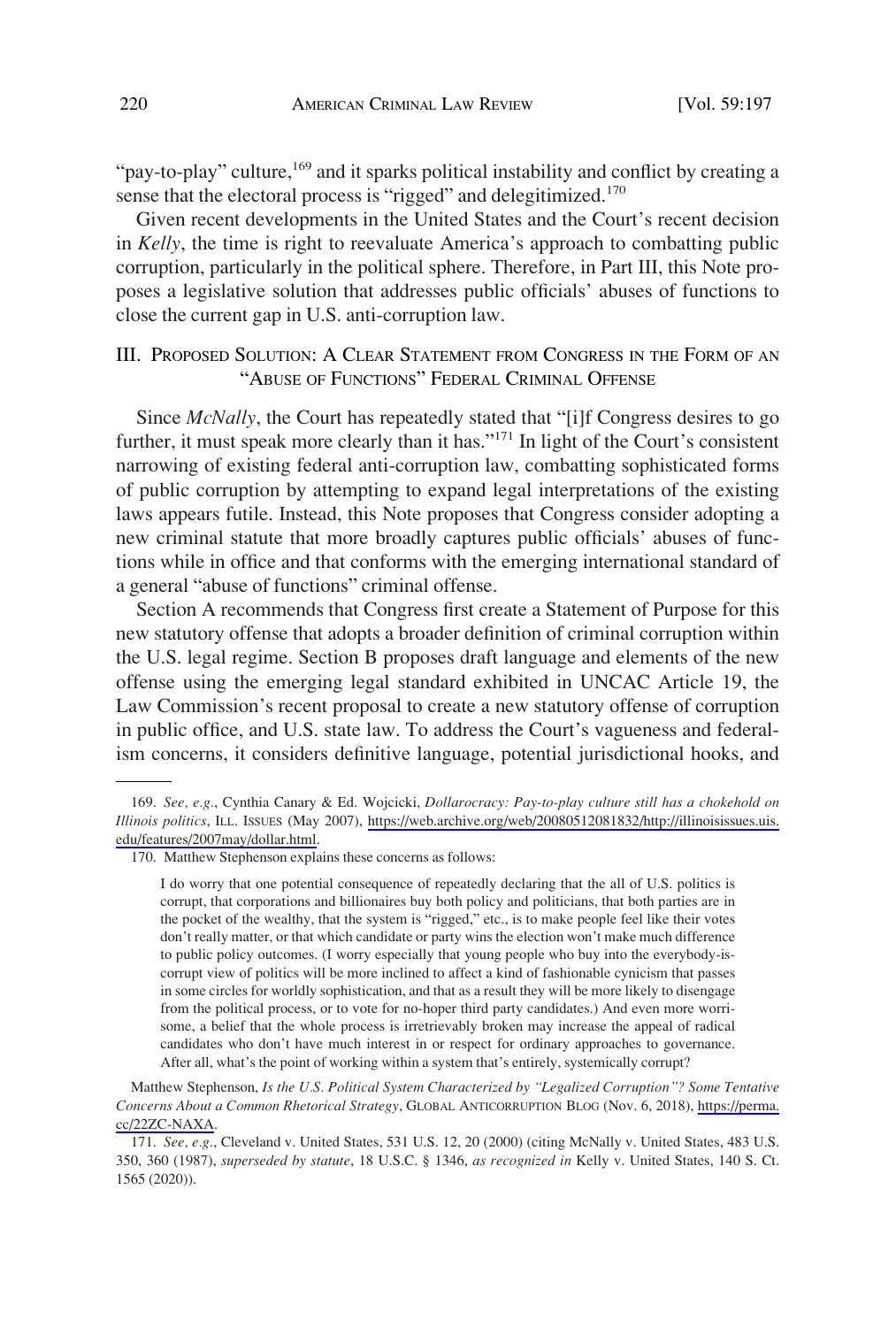"pay-to-play" culture,[169] and it sparks political instability and conflict by creating a sense that the electoral process is "rigged" and delegitimized.[170]

Given recent developments in the United States and the Court's recent decision in *Kelly*, the time is right to reevaluate America's approach to combatting public corruption, particularly in the political sphere. Therefore, in Part III, this Note proposes a legislative solution that addresses public officials' abuses of functions to close the current gap in U.S. anti-corruption law.

## III. Proposed Solution: A Clear Statement from Congress in the Form of an "Abuse of Functions" Federal Criminal Offense

Since *McNally*, the Court has repeatedly stated that "[i]f Congress desires to go further, it must speak more clearly than it has."[171] In light of the Court's consistent narrowing of existing federal anti-corruption law, combatting sophisticated forms of public corruption by attempting to expand legal interpretations of the existing laws appears futile. Instead, this Note proposes that Congress consider adopting a new criminal statute that more broadly captures public officials' abuses of functions while in office and that conforms with the emerging international standard of a general "abuse of functions" criminal offense.

Section A recommends that Congress first create a Statement of Purpose for this new statutory offense that adopts a broader definition of criminal corruption within the U.S. legal regime. Section B proposes draft language and elements of the new offense using the emerging legal standard exhibited in UNCAC Article 19, the Law Commission's recent proposal to create a new statutory offense of corruption in public office, and U.S. state law. To address the Court's vagueness and federalism concerns, it considers definitive language, potential jurisdictional hooks, and

---

169. *See, e.g.*, Cynthia Canary & Ed. Wojcicki, *Dollarocracy: Pay-to-play culture still has a chokehold on Illinois politics*, Ill. Issues (May 2007), https://web.archive.org/web/20080512081832/http://illinoisissues.uis.edu/features/2007may/dollar.html.

170. Matthew Stephenson explains these concerns as follows:

> I do worry that one potential consequence of repeatedly declaring that the all of U.S. politics is corrupt, that corporations and billionaires buy both policy and politicians, that both parties are in the pocket of the wealthy, that the system is "rigged," etc., is to make people feel like their votes don't really matter, or that which candidate or party wins the election won't make much difference to public policy outcomes. (I worry especially that young people who buy into the everybody-is-corrupt view of politics will be more inclined to affect a kind of fashionable cynicism that passes in some circles for worldly sophistication, and that as a result they will be more likely to disengage from the political process, or to vote for no-hoper third party candidates.) And even more worrisome, a belief that the whole process is irretrievably broken may increase the appeal of radical candidates who don't have much interest in or respect for ordinary approaches to governance. After all, what's the point of working within a system that's entirely, systemically corrupt?

Matthew Stephenson, *Is the U.S. Political System Characterized by "Legalized Corruption"? Some Tentative Concerns About a Common Rhetorical Strategy*, Global Anticorruption Blog (Nov. 6, 2018), https://perma.cc/22ZC-NAXA.

171. *See, e.g.*, Cleveland v. United States, 531 U.S. 12, 20 (2000) (citing McNally v. United States, 483 U.S. 350, 360 (1987), *superseded by statute*, 18 U.S.C. § 1346, *as recognized in* Kelly v. United States, 140 S. Ct. 1565 (2020)).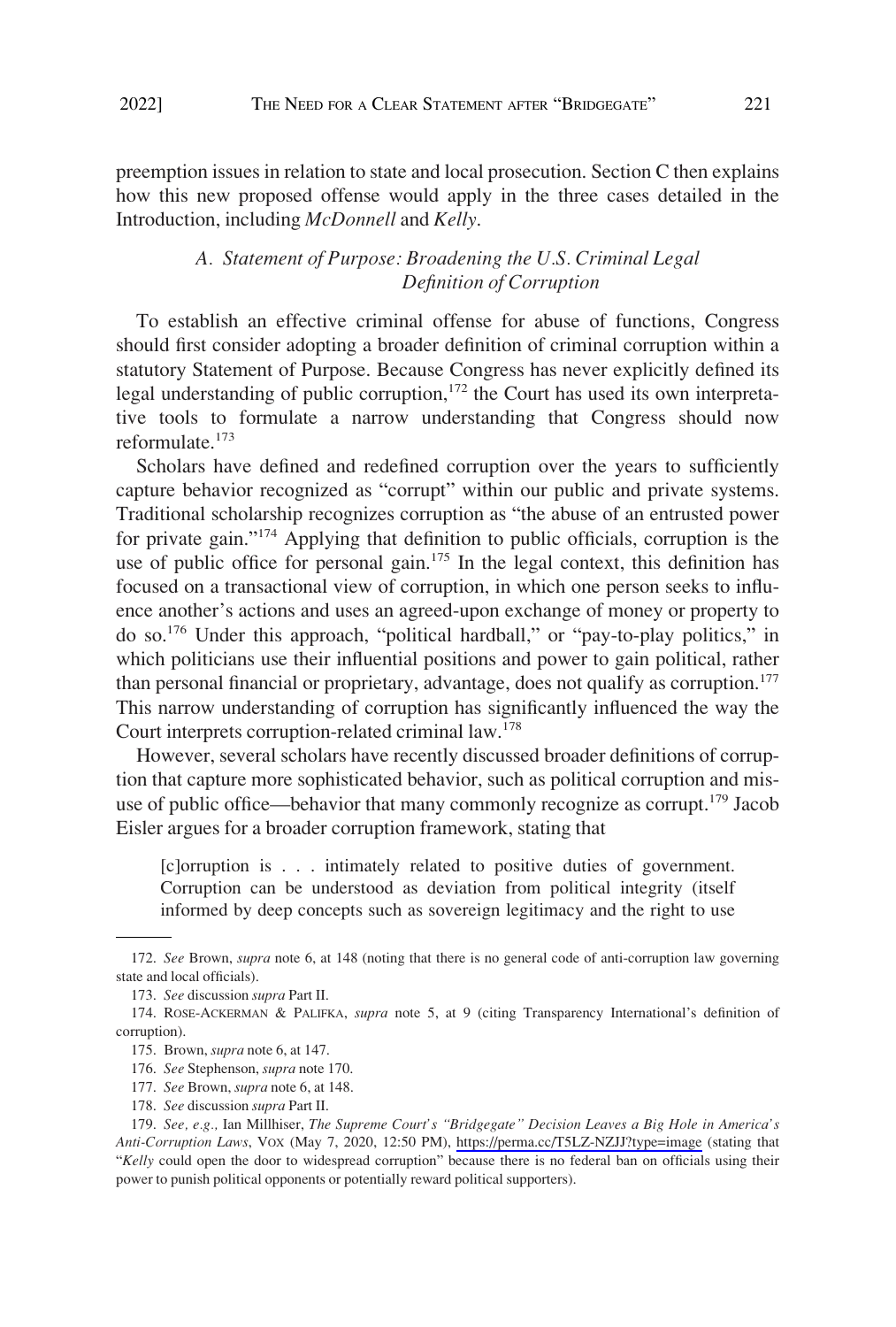preemption issues in relation to state and local prosecution. Section C then explains how this new proposed offense would apply in the three cases detailed in the Introduction, including *McDonnell* and *Kelly*.

### *A. Statement of Purpose: Broadening the U.S. Criminal Legal Definition of Corruption*

To establish an effective criminal offense for abuse of functions, Congress should first consider adopting a broader definition of criminal corruption within a statutory Statement of Purpose. Because Congress has never explicitly defined its legal understanding of public corruption,[172] the Court has used its own interpretative tools to formulate a narrow understanding that Congress should now reformulate.[173]

Scholars have defined and redefined corruption over the years to sufficiently capture behavior recognized as "corrupt" within our public and private systems. Traditional scholarship recognizes corruption as "the abuse of an entrusted power for private gain."[174] Applying that definition to public officials, corruption is the use of public office for personal gain.[175] In the legal context, this definition has focused on a transactional view of corruption, in which one person seeks to influence another's actions and uses an agreed-upon exchange of money or property to do so.[176] Under this approach, "political hardball," or "pay-to-play politics," in which politicians use their influential positions and power to gain political, rather than personal financial or proprietary, advantage, does not qualify as corruption.[177] This narrow understanding of corruption has significantly influenced the way the Court interprets corruption-related criminal law.[178]

However, several scholars have recently discussed broader definitions of corruption that capture more sophisticated behavior, such as political corruption and misuse of public office—behavior that many commonly recognize as corrupt.[179] Jacob Eisler argues for a broader corruption framework, stating that

> [c]orruption is . . . intimately related to positive duties of government. Corruption can be understood as deviation from political integrity (itself informed by deep concepts such as sovereign legitimacy and the right to use

---

172. *See* Brown, *supra* note 6, at 148 (noting that there is no general code of anti-corruption law governing state and local officials).

173. *See* discussion *supra* Part II.

174. ROSE-ACKERMAN & PALIFKA, *supra* note 5, at 9 (citing Transparency International's definition of corruption).

175. Brown, *supra* note 6, at 147.

176. *See* Stephenson, *supra* note 170.

177. *See* Brown, *supra* note 6, at 148.

178. *See* discussion *supra* Part II.

179. *See, e.g.,* Ian Millhiser, *The Supreme Court's "Bridgegate" Decision Leaves a Big Hole in America's Anti-Corruption Laws*, VOX (May 7, 2020, 12:50 PM), https://perma.cc/T5LZ-NZJJ?type=image (stating that "*Kelly* could open the door to widespread corruption" because there is no federal ban on officials using their power to punish political opponents or potentially reward political supporters).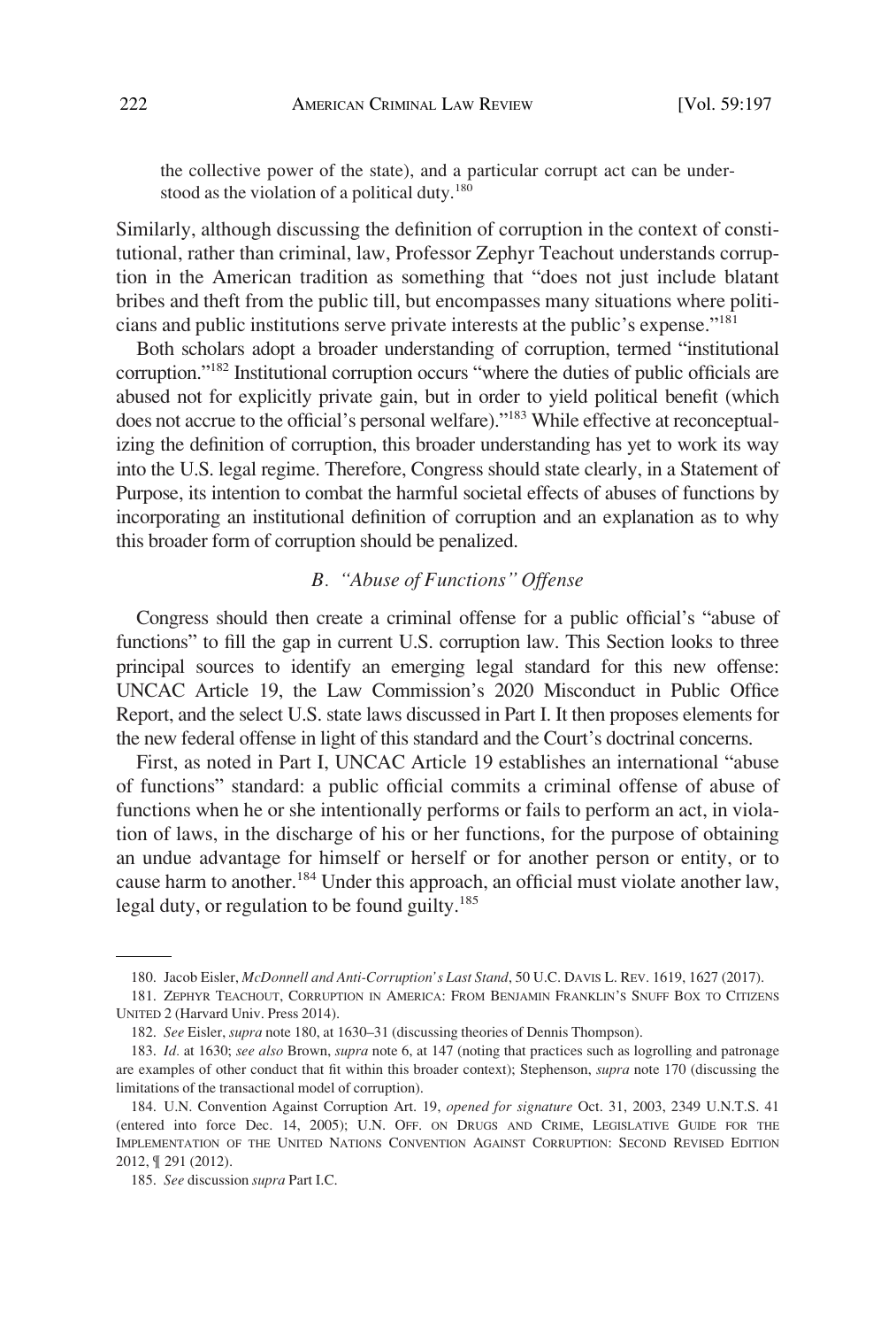the collective power of the state), and a particular corrupt act can be understood as the violation of a political duty.[180]

Similarly, although discussing the definition of corruption in the context of constitutional, rather than criminal, law, Professor Zephyr Teachout understands corruption in the American tradition as something that "does not just include blatant bribes and theft from the public till, but encompasses many situations where politicians and public institutions serve private interests at the public's expense."[181]

Both scholars adopt a broader understanding of corruption, termed "institutional corruption."[182] Institutional corruption occurs "where the duties of public officials are abused not for explicitly private gain, but in order to yield political benefit (which does not accrue to the official's personal welfare)."[183] While effective at reconceptualizing the definition of corruption, this broader understanding has yet to work its way into the U.S. legal regime. Therefore, Congress should state clearly, in a Statement of Purpose, its intention to combat the harmful societal effects of abuses of functions by incorporating an institutional definition of corruption and an explanation as to why this broader form of corruption should be penalized.

### *B. "Abuse of Functions" Offense*

Congress should then create a criminal offense for a public official's "abuse of functions" to fill the gap in current U.S. corruption law. This Section looks to three principal sources to identify an emerging legal standard for this new offense: UNCAC Article 19, the Law Commission's 2020 Misconduct in Public Office Report, and the select U.S. state laws discussed in Part I. It then proposes elements for the new federal offense in light of this standard and the Court's doctrinal concerns.

First, as noted in Part I, UNCAC Article 19 establishes an international "abuse of functions" standard: a public official commits a criminal offense of abuse of functions when he or she intentionally performs or fails to perform an act, in violation of laws, in the discharge of his or her functions, for the purpose of obtaining an undue advantage for himself or herself or for another person or entity, or to cause harm to another.[184] Under this approach, an official must violate another law, legal duty, or regulation to be found guilty.[185]

---

180. Jacob Eisler, *McDonnell and Anti-Corruption's Last Stand*, 50 U.C. DAVIS L. REV. 1619, 1627 (2017).

181. ZEPHYR TEACHOUT, CORRUPTION IN AMERICA: FROM BENJAMIN FRANKLIN'S SNUFF BOX TO CITIZENS UNITED 2 (Harvard Univ. Press 2014).

182. *See* Eisler, *supra* note 180, at 1630–31 (discussing theories of Dennis Thompson).

183. *Id.* at 1630; *see also* Brown, *supra* note 6, at 147 (noting that practices such as logrolling and patronage are examples of other conduct that fit within this broader context); Stephenson, *supra* note 170 (discussing the limitations of the transactional model of corruption).

184. U.N. Convention Against Corruption Art. 19, *opened for signature* Oct. 31, 2003, 2349 U.N.T.S. 41 (entered into force Dec. 14, 2005); U.N. OFF. ON DRUGS AND CRIME, LEGISLATIVE GUIDE FOR THE IMPLEMENTATION OF THE UNITED NATIONS CONVENTION AGAINST CORRUPTION: SECOND REVISED EDITION 2012, ¶ 291 (2012).

185. *See* discussion *supra* Part I.C.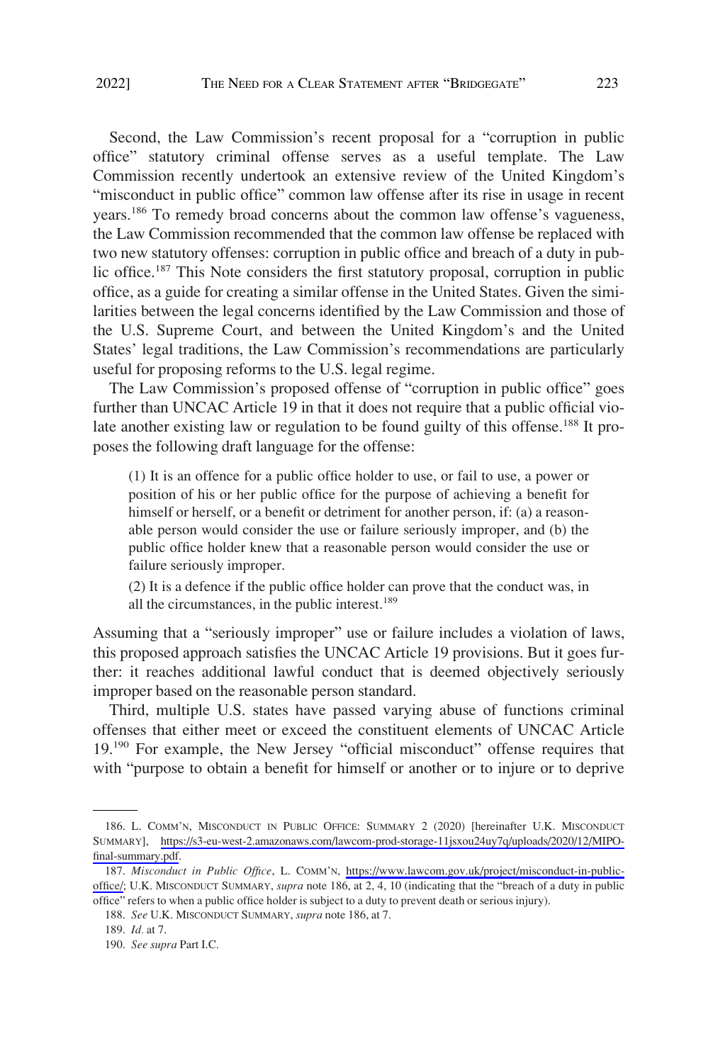Second, the Law Commission's recent proposal for a "corruption in public office" statutory criminal offense serves as a useful template. The Law Commission recently undertook an extensive review of the United Kingdom's "misconduct in public office" common law offense after its rise in usage in recent years.[186] To remedy broad concerns about the common law offense's vagueness, the Law Commission recommended that the common law offense be replaced with two new statutory offenses: corruption in public office and breach of a duty in public office.[187] This Note considers the first statutory proposal, corruption in public office, as a guide for creating a similar offense in the United States. Given the similarities between the legal concerns identified by the Law Commission and those of the U.S. Supreme Court, and between the United Kingdom's and the United States' legal traditions, the Law Commission's recommendations are particularly useful for proposing reforms to the U.S. legal regime.

The Law Commission's proposed offense of "corruption in public office" goes further than UNCAC Article 19 in that it does not require that a public official violate another existing law or regulation to be found guilty of this offense.[188] It proposes the following draft language for the offense:

> (1) It is an offence for a public office holder to use, or fail to use, a power or position of his or her public office for the purpose of achieving a benefit for himself or herself, or a benefit or detriment for another person, if: (a) a reasonable person would consider the use or failure seriously improper, and (b) the public office holder knew that a reasonable person would consider the use or failure seriously improper.
>
> (2) It is a defence if the public office holder can prove that the conduct was, in all the circumstances, in the public interest.[189]

Assuming that a "seriously improper" use or failure includes a violation of laws, this proposed approach satisfies the UNCAC Article 19 provisions. But it goes further: it reaches additional lawful conduct that is deemed objectively seriously improper based on the reasonable person standard.

Third, multiple U.S. states have passed varying abuse of functions criminal offenses that either meet or exceed the constituent elements of UNCAC Article 19.[190] For example, the New Jersey "official misconduct" offense requires that with "purpose to obtain a benefit for himself or another or to injure or to deprive

---

186. L. COMM'N, MISCONDUCT IN PUBLIC OFFICE: SUMMARY 2 (2020) [hereinafter U.K. MISCONDUCT SUMMARY], https://s3-eu-west-2.amazonaws.com/lawcom-prod-storage-11jsxou24uy7q/uploads/2020/12/MIPO-final-summary.pdf.

187. *Misconduct in Public Office*, L. COMM'N, https://www.lawcom.gov.uk/project/misconduct-in-public-office/; U.K. MISCONDUCT SUMMARY, *supra* note 186, at 2, 4, 10 (indicating that the "breach of a duty in public office" refers to when a public office holder is subject to a duty to prevent death or serious injury).

188. *See* U.K. MISCONDUCT SUMMARY, *supra* note 186, at 7.

189. *Id.* at 7.

190. *See supra* Part I.C.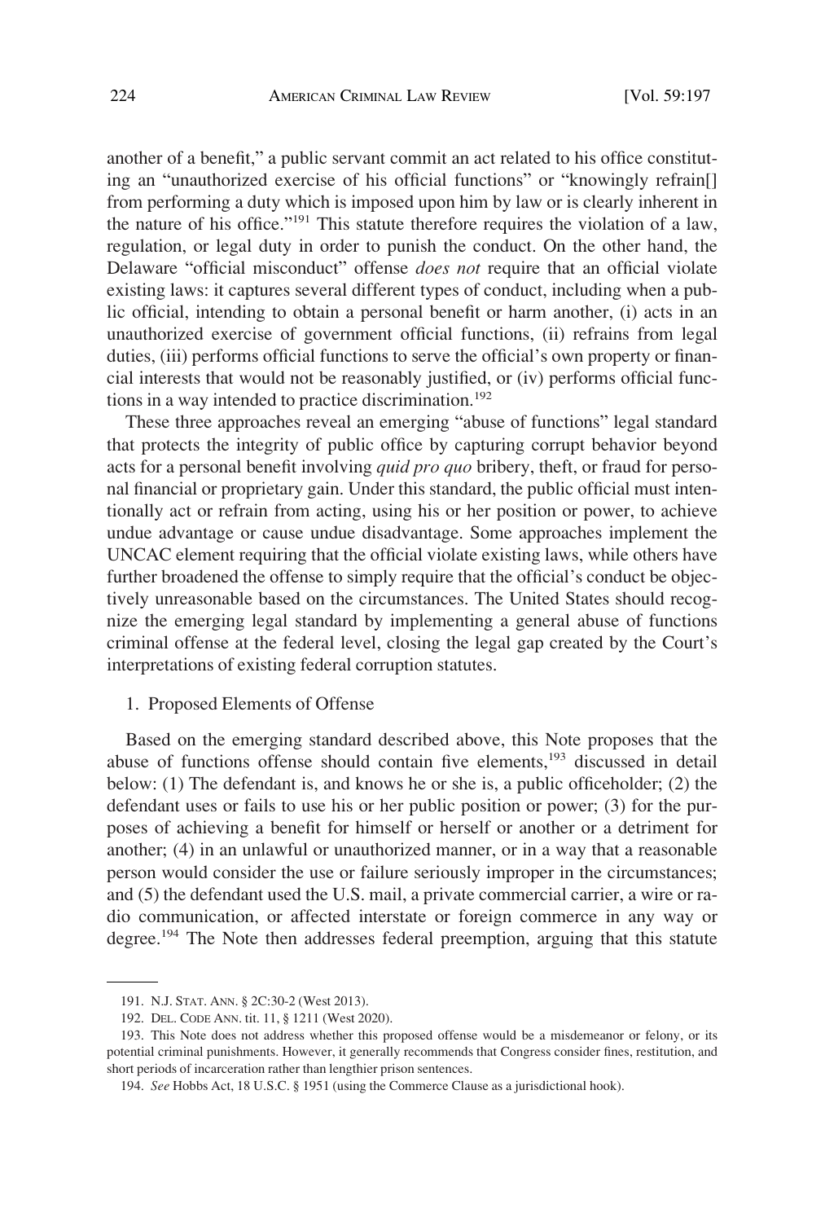another of a benefit," a public servant commit an act related to his office constituting an "unauthorized exercise of his official functions" or "knowingly refrain[] from performing a duty which is imposed upon him by law or is clearly inherent in the nature of his office."[191] This statute therefore requires the violation of a law, regulation, or legal duty in order to punish the conduct. On the other hand, the Delaware "official misconduct" offense *does not* require that an official violate existing laws: it captures several different types of conduct, including when a public official, intending to obtain a personal benefit or harm another, (i) acts in an unauthorized exercise of government official functions, (ii) refrains from legal duties, (iii) performs official functions to serve the official's own property or financial interests that would not be reasonably justified, or (iv) performs official functions in a way intended to practice discrimination.[192]

These three approaches reveal an emerging "abuse of functions" legal standard that protects the integrity of public office by capturing corrupt behavior beyond acts for a personal benefit involving *quid pro quo* bribery, theft, or fraud for personal financial or proprietary gain. Under this standard, the public official must intentionally act or refrain from acting, using his or her position or power, to achieve undue advantage or cause undue disadvantage. Some approaches implement the UNCAC element requiring that the official violate existing laws, while others have further broadened the offense to simply require that the official's conduct be objectively unreasonable based on the circumstances. The United States should recognize the emerging legal standard by implementing a general abuse of functions criminal offense at the federal level, closing the legal gap created by the Court's interpretations of existing federal corruption statutes.

1. Proposed Elements of Offense

Based on the emerging standard described above, this Note proposes that the abuse of functions offense should contain five elements,[193] discussed in detail below: (1) The defendant is, and knows he or she is, a public officeholder; (2) the defendant uses or fails to use his or her public position or power; (3) for the purposes of achieving a benefit for himself or herself or another or a detriment for another; (4) in an unlawful or unauthorized manner, or in a way that a reasonable person would consider the use or failure seriously improper in the circumstances; and (5) the defendant used the U.S. mail, a private commercial carrier, a wire or radio communication, or affected interstate or foreign commerce in any way or degree.[194] The Note then addresses federal preemption, arguing that this statute

---

191. N.J. STAT. ANN. § 2C:30-2 (West 2013).

192. DEL. CODE ANN. tit. 11, § 1211 (West 2020).

193. This Note does not address whether this proposed offense would be a misdemeanor or felony, or its potential criminal punishments. However, it generally recommends that Congress consider fines, restitution, and short periods of incarceration rather than lengthier prison sentences.

194. *See* Hobbs Act, 18 U.S.C. § 1951 (using the Commerce Clause as a jurisdictional hook).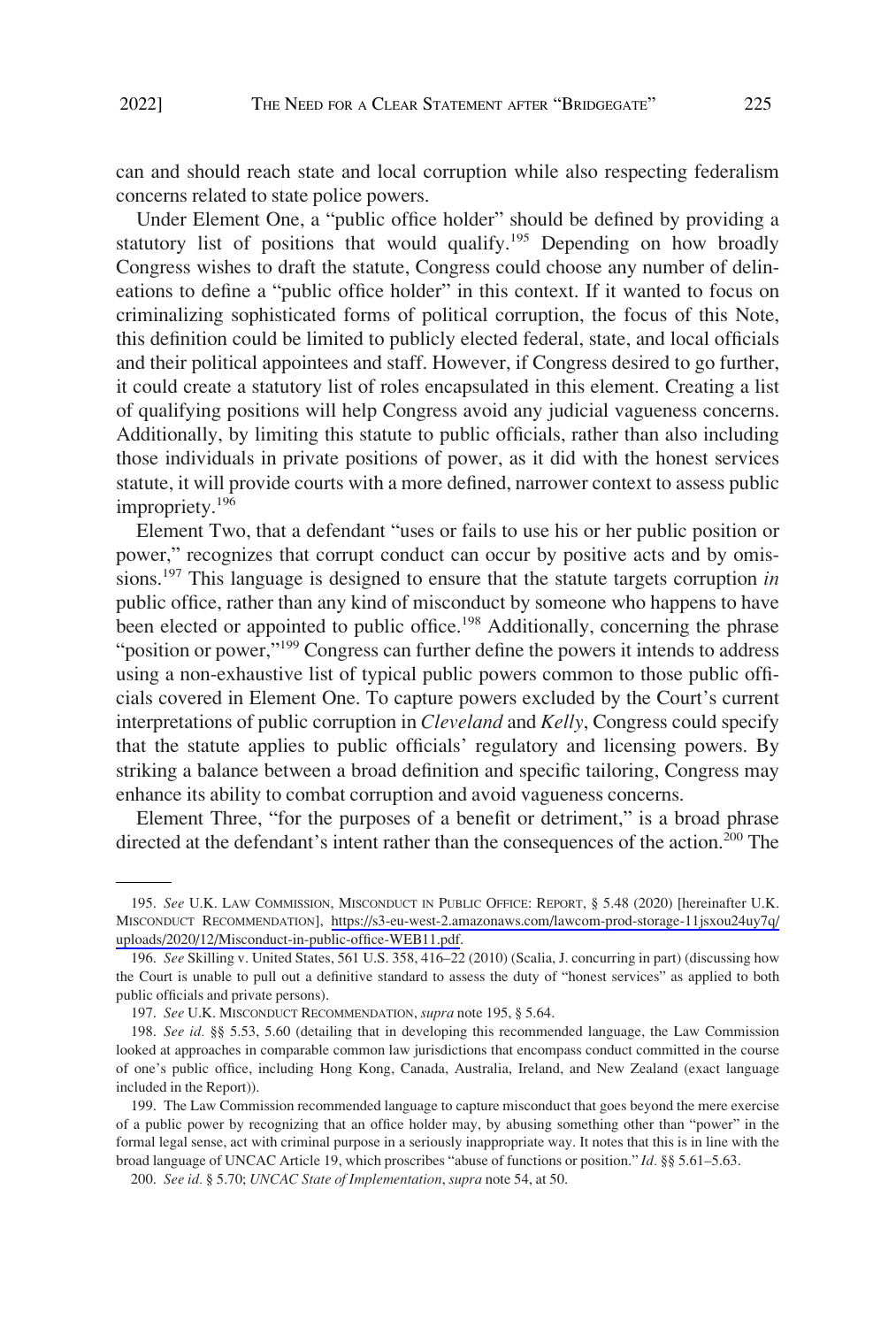can and should reach state and local corruption while also respecting federalism concerns related to state police powers.

Under Element One, a "public office holder" should be defined by providing a statutory list of positions that would qualify.[195] Depending on how broadly Congress wishes to draft the statute, Congress could choose any number of delineations to define a "public office holder" in this context. If it wanted to focus on criminalizing sophisticated forms of political corruption, the focus of this Note, this definition could be limited to publicly elected federal, state, and local officials and their political appointees and staff. However, if Congress desired to go further, it could create a statutory list of roles encapsulated in this element. Creating a list of qualifying positions will help Congress avoid any judicial vagueness concerns. Additionally, by limiting this statute to public officials, rather than also including those individuals in private positions of power, as it did with the honest services statute, it will provide courts with a more defined, narrower context to assess public impropriety.[196]

Element Two, that a defendant "uses or fails to use his or her public position or power," recognizes that corrupt conduct can occur by positive acts and by omissions.[197] This language is designed to ensure that the statute targets corruption *in* public office, rather than any kind of misconduct by someone who happens to have been elected or appointed to public office.[198] Additionally, concerning the phrase "position or power,"[199] Congress can further define the powers it intends to address using a non-exhaustive list of typical public powers common to those public officials covered in Element One. To capture powers excluded by the Court's current interpretations of public corruption in *Cleveland* and *Kelly*, Congress could specify that the statute applies to public officials' regulatory and licensing powers. By striking a balance between a broad definition and specific tailoring, Congress may enhance its ability to combat corruption and avoid vagueness concerns.

Element Three, "for the purposes of a benefit or detriment," is a broad phrase directed at the defendant's intent rather than the consequences of the action.[200] The

---

195. *See* U.K. LAW COMMISSION, MISCONDUCT IN PUBLIC OFFICE: REPORT, § 5.48 (2020) [hereinafter U.K. MISCONDUCT RECOMMENDATION], https://s3-eu-west-2.amazonaws.com/lawcom-prod-storage-11jsxou24uy7q/uploads/2020/12/Misconduct-in-public-office-WEB11.pdf.

196. *See* Skilling v. United States, 561 U.S. 358, 416–22 (2010) (Scalia, J. concurring in part) (discussing how the Court is unable to pull out a definitive standard to assess the duty of "honest services" as applied to both public officials and private persons).

197. *See* U.K. MISCONDUCT RECOMMENDATION, *supra* note 195, § 5.64.

198. *See id.* §§ 5.53, 5.60 (detailing that in developing this recommended language, the Law Commission looked at approaches in comparable common law jurisdictions that encompass conduct committed in the course of one's public office, including Hong Kong, Canada, Australia, Ireland, and New Zealand (exact language included in the Report)).

199. The Law Commission recommended language to capture misconduct that goes beyond the mere exercise of a public power by recognizing that an office holder may, by abusing something other than "power" in the formal legal sense, act with criminal purpose in a seriously inappropriate way. It notes that this is in line with the broad language of UNCAC Article 19, which proscribes "abuse of functions or position." *Id.* §§ 5.61–5.63.

200. *See id.* § 5.70; *UNCAC State of Implementation*, *supra* note 54, at 50.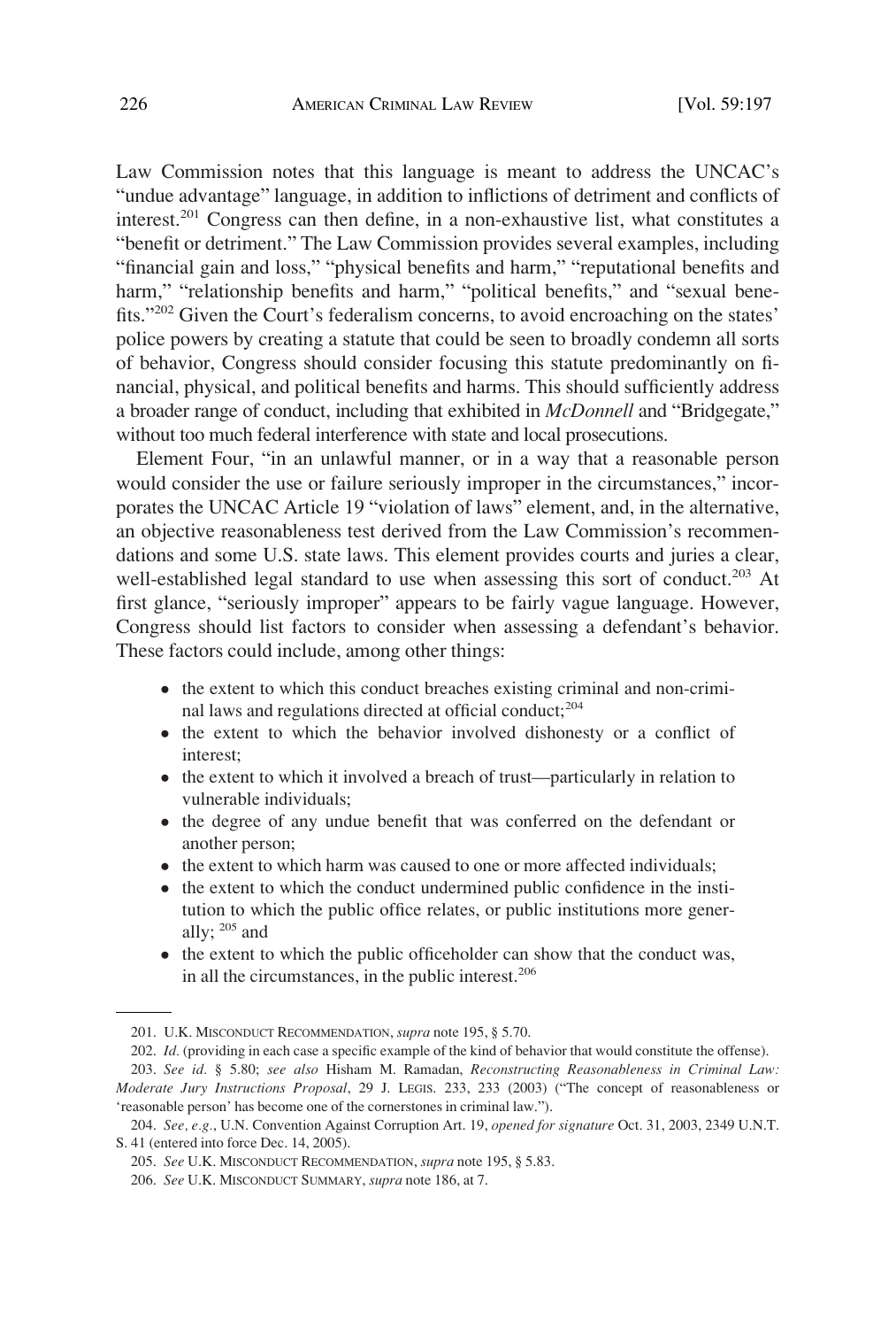Law Commission notes that this language is meant to address the UNCAC's "undue advantage" language, in addition to inflictions of detriment and conflicts of interest.[201] Congress can then define, in a non-exhaustive list, what constitutes a "benefit or detriment." The Law Commission provides several examples, including "financial gain and loss," "physical benefits and harm," "reputational benefits and harm," "relationship benefits and harm," "political benefits," and "sexual benefits."[202] Given the Court's federalism concerns, to avoid encroaching on the states' police powers by creating a statute that could be seen to broadly condemn all sorts of behavior, Congress should consider focusing this statute predominantly on financial, physical, and political benefits and harms. This should sufficiently address a broader range of conduct, including that exhibited in *McDonnell* and "Bridgegate," without too much federal interference with state and local prosecutions.

Element Four, "in an unlawful manner, or in a way that a reasonable person would consider the use or failure seriously improper in the circumstances," incorporates the UNCAC Article 19 "violation of laws" element, and, in the alternative, an objective reasonableness test derived from the Law Commission's recommendations and some U.S. state laws. This element provides courts and juries a clear, well-established legal standard to use when assessing this sort of conduct.[203] At first glance, "seriously improper" appears to be fairly vague language. However, Congress should list factors to consider when assessing a defendant's behavior. These factors could include, among other things:

- the extent to which this conduct breaches existing criminal and non-criminal laws and regulations directed at official conduct;[204]
- the extent to which the behavior involved dishonesty or a conflict of interest;
- the extent to which it involved a breach of trust—particularly in relation to vulnerable individuals;
- the degree of any undue benefit that was conferred on the defendant or another person;
- the extent to which harm was caused to one or more affected individuals;
- the extent to which the conduct undermined public confidence in the institution to which the public office relates, or public institutions more generally; [205] and
- the extent to which the public officeholder can show that the conduct was, in all the circumstances, in the public interest.[206]

---

201. U.K. MISCONDUCT RECOMMENDATION, *supra* note 195, § 5.70.

202. *Id.* (providing in each case a specific example of the kind of behavior that would constitute the offense).

203. *See id.* § 5.80; *see also* Hisham M. Ramadan, *Reconstructing Reasonableness in Criminal Law: Moderate Jury Instructions Proposal*, 29 J. LEGIS. 233, 233 (2003) ("The concept of reasonableness or 'reasonable person' has become one of the cornerstones in criminal law.").

204. *See, e.g.*, U.N. Convention Against Corruption Art. 19, *opened for signature* Oct. 31, 2003, 2349 U.N.T.S. 41 (entered into force Dec. 14, 2005).

205. *See* U.K. MISCONDUCT RECOMMENDATION, *supra* note 195, § 5.83.

206. *See* U.K. MISCONDUCT SUMMARY, *supra* note 186, at 7.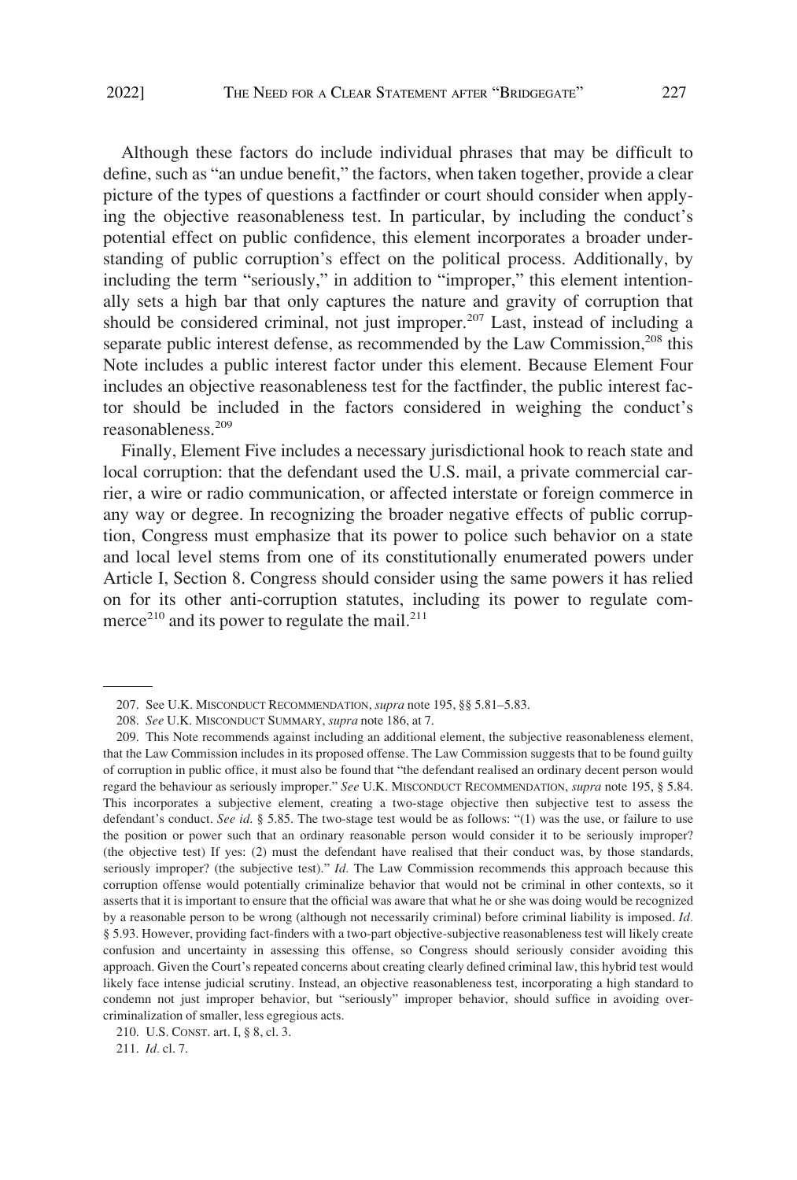Although these factors do include individual phrases that may be difficult to define, such as "an undue benefit," the factors, when taken together, provide a clear picture of the types of questions a factfinder or court should consider when applying the objective reasonableness test. In particular, by including the conduct's potential effect on public confidence, this element incorporates a broader understanding of public corruption's effect on the political process. Additionally, by including the term "seriously," in addition to "improper," this element intentionally sets a high bar that only captures the nature and gravity of corruption that should be considered criminal, not just improper.[207] Last, instead of including a separate public interest defense, as recommended by the Law Commission,[208] this Note includes a public interest factor under this element. Because Element Four includes an objective reasonableness test for the factfinder, the public interest factor should be included in the factors considered in weighing the conduct's reasonableness.[209]

Finally, Element Five includes a necessary jurisdictional hook to reach state and local corruption: that the defendant used the U.S. mail, a private commercial carrier, a wire or radio communication, or affected interstate or foreign commerce in any way or degree. In recognizing the broader negative effects of public corruption, Congress must emphasize that its power to police such behavior on a state and local level stems from one of its constitutionally enumerated powers under Article I, Section 8. Congress should consider using the same powers it has relied on for its other anti-corruption statutes, including its power to regulate commerce[210] and its power to regulate the mail.[211]

---

207. See U.K. MISCONDUCT RECOMMENDATION, *supra* note 195, §§ 5.81–5.83.

208. *See* U.K. MISCONDUCT SUMMARY, *supra* note 186, at 7.

209. This Note recommends against including an additional element, the subjective reasonableness element, that the Law Commission includes in its proposed offense. The Law Commission suggests that to be found guilty of corruption in public office, it must also be found that "the defendant realised an ordinary decent person would regard the behaviour as seriously improper." *See* U.K. MISCONDUCT RECOMMENDATION, *supra* note 195, § 5.84. This incorporates a subjective element, creating a two-stage objective then subjective test to assess the defendant's conduct. *See id.* § 5.85. The two-stage test would be as follows: "(1) was the use, or failure to use the position or power such that an ordinary reasonable person would consider it to be seriously improper? (the objective test) If yes: (2) must the defendant have realised that their conduct was, by those standards, seriously improper? (the subjective test)." *Id.* The Law Commission recommends this approach because this corruption offense would potentially criminalize behavior that would not be criminal in other contexts, so it asserts that it is important to ensure that the official was aware that what he or she was doing would be recognized by a reasonable person to be wrong (although not necessarily criminal) before criminal liability is imposed. *Id.* § 5.93. However, providing fact-finders with a two-part objective-subjective reasonableness test will likely create confusion and uncertainty in assessing this offense, so Congress should seriously consider avoiding this approach. Given the Court's repeated concerns about creating clearly defined criminal law, this hybrid test would likely face intense judicial scrutiny. Instead, an objective reasonableness test, incorporating a high standard to condemn not just improper behavior, but "seriously" improper behavior, should suffice in avoiding over-criminalization of smaller, less egregious acts.

210. U.S. CONST. art. I, § 8, cl. 3.

211. *Id.* cl. 7.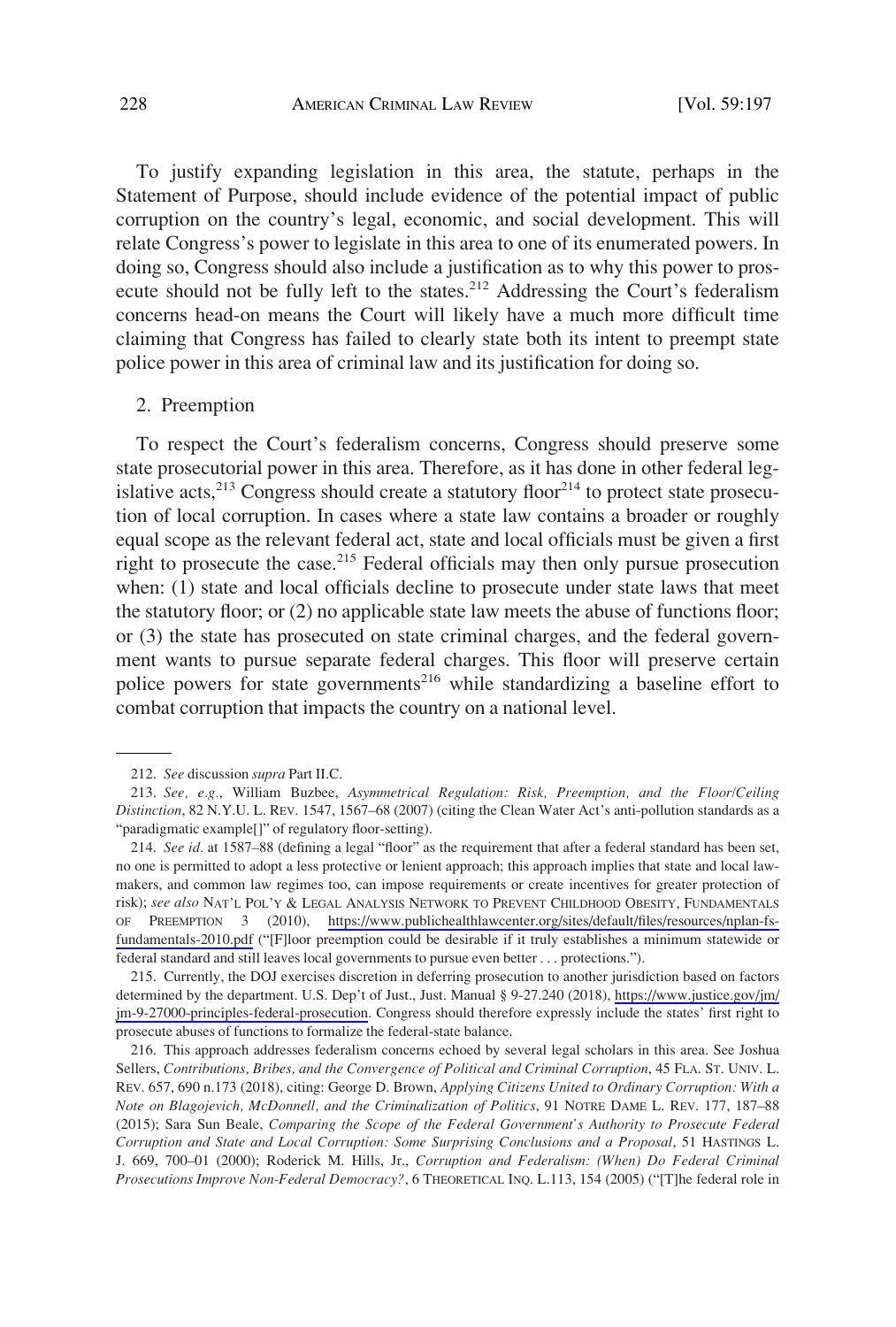To justify expanding legislation in this area, the statute, perhaps in the Statement of Purpose, should include evidence of the potential impact of public corruption on the country's legal, economic, and social development. This will relate Congress's power to legislate in this area to one of its enumerated powers. In doing so, Congress should also include a justification as to why this power to prosecute should not be fully left to the states.[212] Addressing the Court's federalism concerns head-on means the Court will likely have a much more difficult time claiming that Congress has failed to clearly state both its intent to preempt state police power in this area of criminal law and its justification for doing so.

### 2. Preemption

To respect the Court's federalism concerns, Congress should preserve some state prosecutorial power in this area. Therefore, as it has done in other federal legislative acts,[213] Congress should create a statutory floor[214] to protect state prosecution of local corruption. In cases where a state law contains a broader or roughly equal scope as the relevant federal act, state and local officials must be given a first right to prosecute the case.[215] Federal officials may then only pursue prosecution when: (1) state and local officials decline to prosecute under state laws that meet the statutory floor; or (2) no applicable state law meets the abuse of functions floor; or (3) the state has prosecuted on state criminal charges, and the federal government wants to pursue separate federal charges. This floor will preserve certain police powers for state governments[216] while standardizing a baseline effort to combat corruption that impacts the country on a national level.

---

212. *See* discussion *supra* Part II.C.

213. *See, e.g.*, William Buzbee, *Asymmetrical Regulation: Risk, Preemption, and the Floor/Ceiling Distinction*, 82 N.Y.U. L. REV. 1547, 1567–68 (2007) (citing the Clean Water Act's anti-pollution standards as a "paradigmatic example[]" of regulatory floor-setting).

214. *See id.* at 1587–88 (defining a legal "floor" as the requirement that after a federal standard has been set, no one is permitted to adopt a less protective or lenient approach; this approach implies that state and local lawmakers, and common law regimes too, can impose requirements or create incentives for greater protection of risk); *see also* NAT'L POL'Y & LEGAL ANALYSIS NETWORK TO PREVENT CHILDHOOD OBESITY, FUNDAMENTALS OF PREEMPTION 3 (2010), https://www.publichealthlawcenter.org/sites/default/files/resources/nplan-fs-fundamentals-2010.pdf ("[F]loor preemption could be desirable if it truly establishes a minimum statewide or federal standard and still leaves local governments to pursue even better . . . protections.").

215. Currently, the DOJ exercises discretion in deferring prosecution to another jurisdiction based on factors determined by the department. U.S. Dep't of Just., Just. Manual § 9-27.240 (2018), https://www.justice.gov/jm/jm-9-27000-principles-federal-prosecution. Congress should therefore expressly include the states' first right to prosecute abuses of functions to formalize the federal-state balance.

216. This approach addresses federalism concerns echoed by several legal scholars in this area. See Joshua Sellers, *Contributions, Bribes, and the Convergence of Political and Criminal Corruption*, 45 FLA. ST. UNIV. L. REV. 657, 690 n.173 (2018), citing: George D. Brown, *Applying Citizens United to Ordinary Corruption: With a Note on Blagojevich, McDonnell, and the Criminalization of Politics*, 91 NOTRE DAME L. REV. 177, 187–88 (2015); Sara Sun Beale, *Comparing the Scope of the Federal Government's Authority to Prosecute Federal Corruption and State and Local Corruption: Some Surprising Conclusions and a Proposal*, 51 HASTINGS L. J. 669, 700–01 (2000); Roderick M. Hills, Jr., *Corruption and Federalism: (When) Do Federal Criminal Prosecutions Improve Non-Federal Democracy?*, 6 THEORETICAL INQ. L.113, 154 (2005) ("[T]he federal role in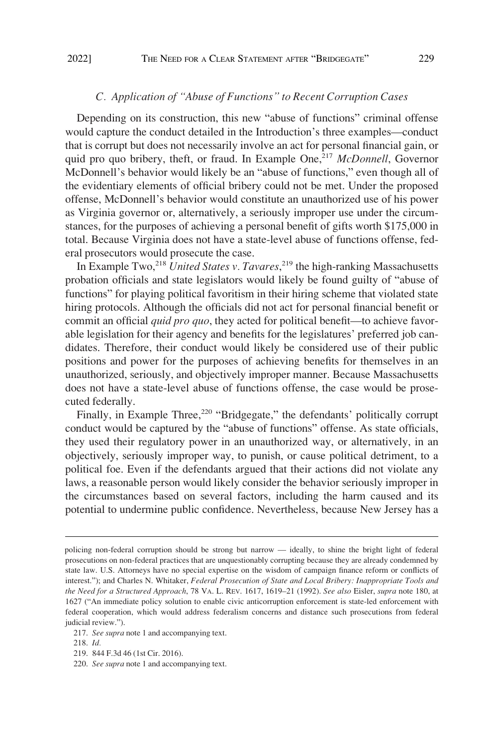### *C. Application of "Abuse of Functions" to Recent Corruption Cases*

Depending on its construction, this new "abuse of functions" criminal offense would capture the conduct detailed in the Introduction's three examples—conduct that is corrupt but does not necessarily involve an act for personal financial gain, or quid pro quo bribery, theft, or fraud. In Example One,[217] *McDonnell*, Governor McDonnell's behavior would likely be an "abuse of functions," even though all of the evidentiary elements of official bribery could not be met. Under the proposed offense, McDonnell's behavior would constitute an unauthorized use of his power as Virginia governor or, alternatively, a seriously improper use under the circumstances, for the purposes of achieving a personal benefit of gifts worth $175,000 in total. Because Virginia does not have a state-level abuse of functions offense, federal prosecutors would prosecute the case.

In Example Two,[218] *United States v. Tavares*,[219] the high-ranking Massachusetts probation officials and state legislators would likely be found guilty of "abuse of functions" for playing political favoritism in their hiring scheme that violated state hiring protocols. Although the officials did not act for personal financial benefit or commit an official *quid pro quo*, they acted for political benefit—to achieve favorable legislation for their agency and benefits for the legislatures' preferred job candidates. Therefore, their conduct would likely be considered use of their public positions and power for the purposes of achieving benefits for themselves in an unauthorized, seriously, and objectively improper manner. Because Massachusetts does not have a state-level abuse of functions offense, the case would be prosecuted federally.

Finally, in Example Three,[220] "Bridgegate," the defendants' politically corrupt conduct would be captured by the "abuse of functions" offense. As state officials, they used their regulatory power in an unauthorized way, or alternatively, in an objectively, seriously improper way, to punish, or cause political detriment, to a political foe. Even if the defendants argued that their actions did not violate any laws, a reasonable person would likely consider the behavior seriously improper in the circumstances based on several factors, including the harm caused and its potential to undermine public confidence. Nevertheless, because New Jersey has a

---

policing non-federal corruption should be strong but narrow — ideally, to shine the bright light of federal prosecutions on non-federal practices that are unquestionably corrupting because they are already condemned by state law. U.S. Attorneys have no special expertise on the wisdom of campaign finance reform or conflicts of interest."); and Charles N. Whitaker, *Federal Prosecution of State and Local Bribery: Inappropriate Tools and the Need for a Structured Approach*, 78 VA. L. REV. 1617, 1619–21 (1992). *See also* Eisler, *supra* note 180, at 1627 ("An immediate policy solution to enable civic anticorruption enforcement is state-led enforcement with federal cooperation, which would address federalism concerns and distance such prosecutions from federal judicial review.").

217. *See supra* note 1 and accompanying text.

218. *Id.*

219. 844 F.3d 46 (1st Cir. 2016).

220. *See supra* note 1 and accompanying text.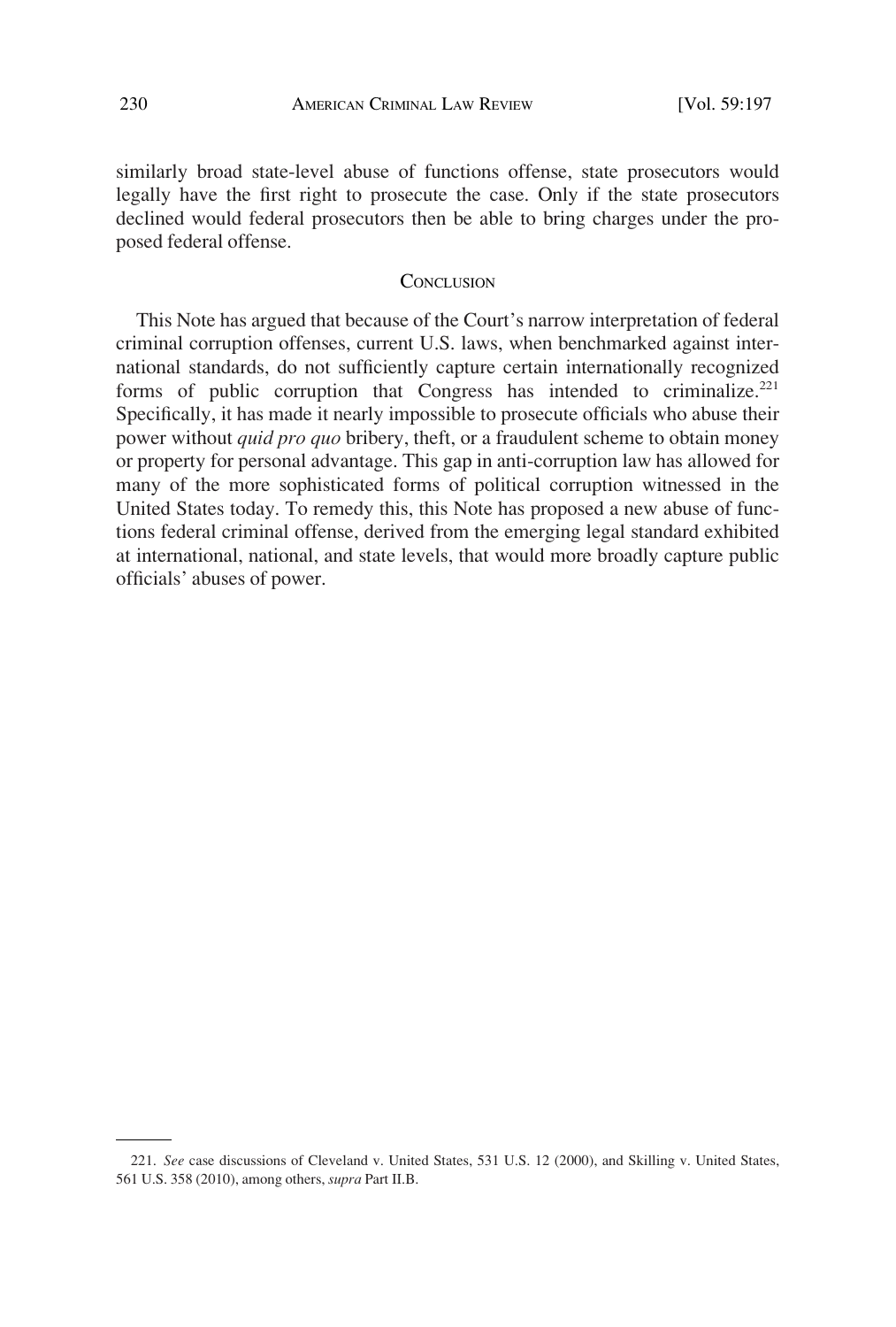similarly broad state-level abuse of functions offense, state prosecutors would legally have the first right to prosecute the case. Only if the state prosecutors declined would federal prosecutors then be able to bring charges under the proposed federal offense.

## Conclusion

This Note has argued that because of the Court's narrow interpretation of federal criminal corruption offenses, current U.S. laws, when benchmarked against international standards, do not sufficiently capture certain internationally recognized forms of public corruption that Congress has intended to criminalize.[221] Specifically, it has made it nearly impossible to prosecute officials who abuse their power without *quid pro quo* bribery, theft, or a fraudulent scheme to obtain money or property for personal advantage. This gap in anti-corruption law has allowed for many of the more sophisticated forms of political corruption witnessed in the United States today. To remedy this, this Note has proposed a new abuse of functions federal criminal offense, derived from the emerging legal standard exhibited at international, national, and state levels, that would more broadly capture public officials' abuses of power.

---

221. *See* case discussions of Cleveland v. United States, 531 U.S. 12 (2000), and Skilling v. United States, 561 U.S. 358 (2010), among others, *supra* Part II.B.